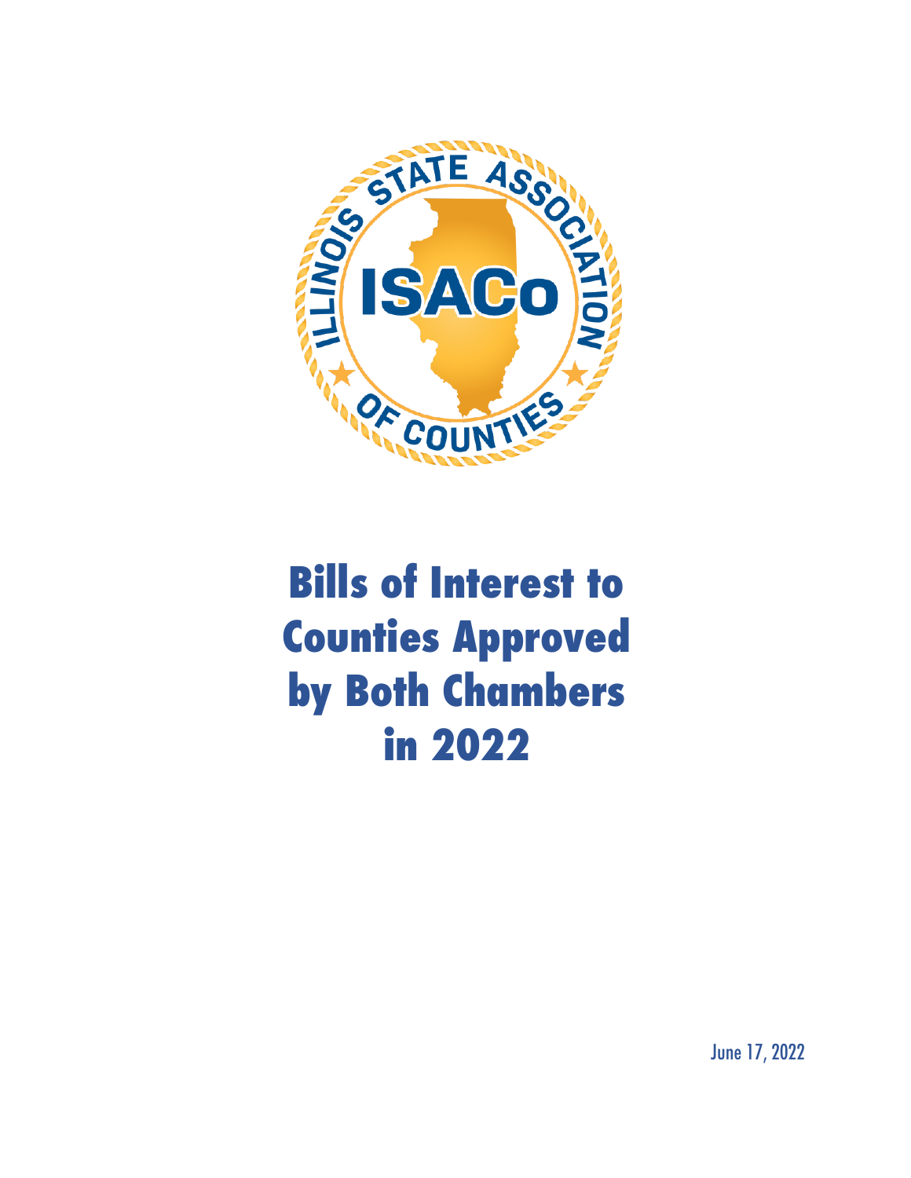# Bills of Interest to Counties Approved by Both Chambers in 2022

June 17, 2022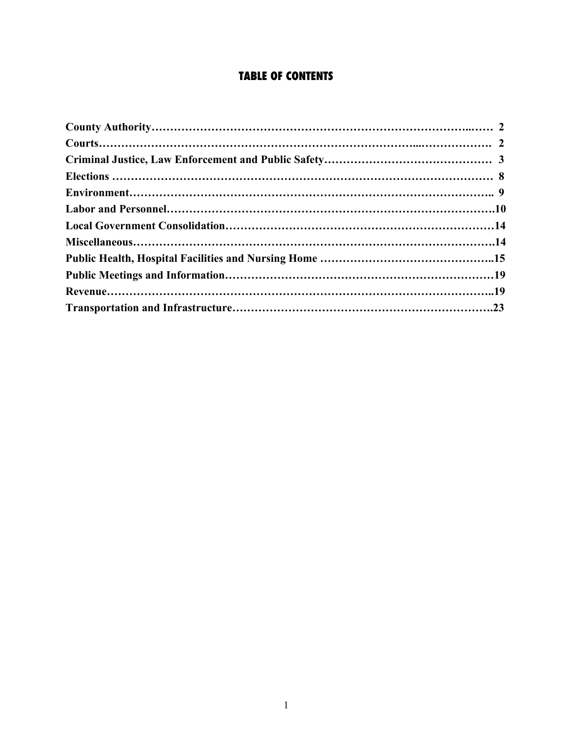# TABLE OF CONTENTS

**County Authority……………………………………………………………………..…… 2**

**Courts…………………………………………………………………...………………. 2**

**Criminal Justice, Law Enforcement and Public Safety……………………………………… 3**

**Elections ………………………………………………………………………………… 8**

**Environment…………………………………………………………………………….. 9**

**Labor and Personnel……………………………………………………………………….10**

**Local Government Consolidation………………………………………………………………14**

**Miscellaneous……………………………………………………………………………………14**

**Public Health, Hospital Facilities and Nursing Home ………………………………………..15**

**Public Meetings and Information………………………………………………………………19**

**Revenue…………………………………………………………………………………………..19**

**Transportation and Infrastructure…………………………………………………………….23**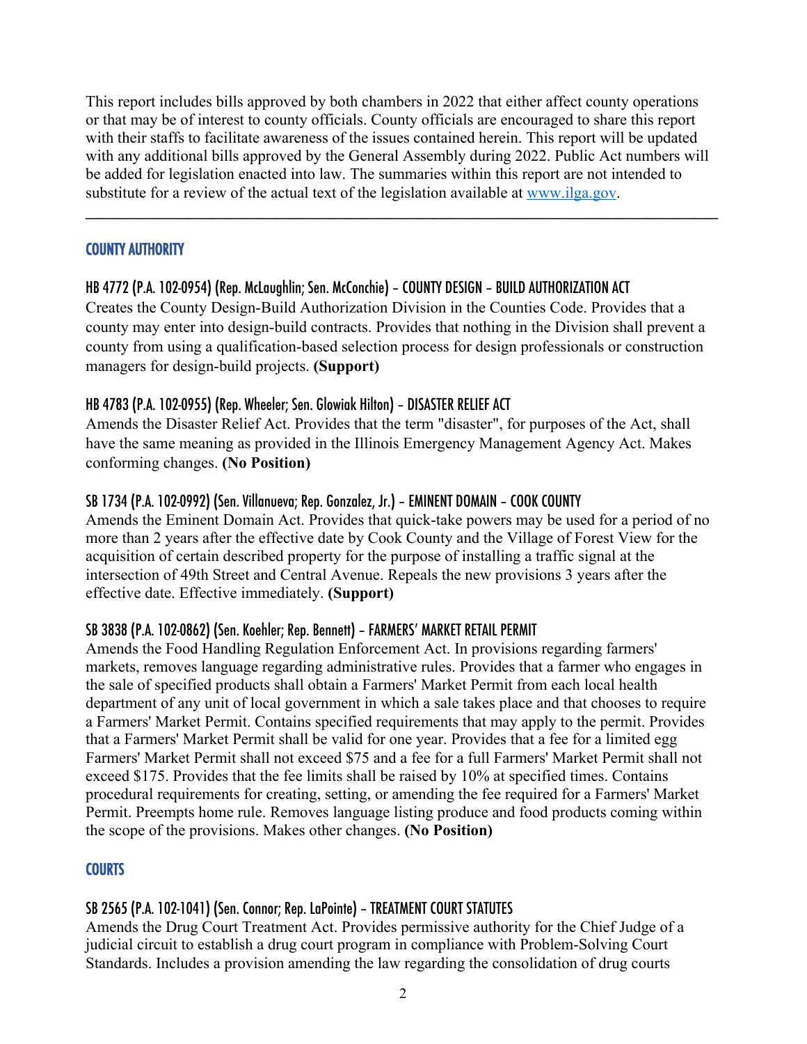This report includes bills approved by both chambers in 2022 that either affect county operations or that may be of interest to county officials. County officials are encouraged to share this report with their staffs to facilitate awareness of the issues contained herein. This report will be updated with any additional bills approved by the General Assembly during 2022. Public Act numbers will be added for legislation enacted into law. The summaries within this report are not intended to substitute for a review of the actual text of the legislation available at [www.ilga.gov](http://www.ilga.gov).

---

## COUNTY AUTHORITY

### HB 4772 (P.A. 102-0954) (Rep. McLaughlin; Sen. McConchie) – COUNTY DESIGN - BUILD AUTHORIZATION ACT

Creates the County Design-Build Authorization Division in the Counties Code. Provides that a county may enter into design-build contracts. Provides that nothing in the Division shall prevent a county from using a qualification-based selection process for design professionals or construction managers for design-build projects. **(Support)**

### HB 4783 (P.A. 102-0955) (Rep. Wheeler; Sen. Glowiak Hilton) – DISASTER RELIEF ACT

Amends the Disaster Relief Act. Provides that the term "disaster", for purposes of the Act, shall have the same meaning as provided in the Illinois Emergency Management Agency Act. Makes conforming changes. **(No Position)**

### SB 1734 (P.A. 102-0992) (Sen. Villanueva; Rep. Gonzalez, Jr.) – EMINENT DOMAIN - COOK COUNTY

Amends the Eminent Domain Act. Provides that quick-take powers may be used for a period of no more than 2 years after the effective date by Cook County and the Village of Forest View for the acquisition of certain described property for the purpose of installing a traffic signal at the intersection of 49th Street and Central Avenue. Repeals the new provisions 3 years after the effective date. Effective immediately. **(Support)**

### SB 3838 (P.A. 102-0862) (Sen. Koehler; Rep. Bennett) – FARMERS' MARKET RETAIL PERMIT

Amends the Food Handling Regulation Enforcement Act. In provisions regarding farmers' markets, removes language regarding administrative rules. Provides that a farmer who engages in the sale of specified products shall obtain a Farmers' Market Permit from each local health department of any unit of local government in which a sale takes place and that chooses to require a Farmers' Market Permit. Contains specified requirements that may apply to the permit. Provides that a Farmers' Market Permit shall be valid for one year. Provides that a fee for a limited egg Farmers' Market Permit shall not exceed $75 and a fee for a full Farmers' Market Permit shall not exceed $175. Provides that the fee limits shall be raised by 10% at specified times. Contains procedural requirements for creating, setting, or amending the fee required for a Farmers' Market Permit. Preempts home rule. Removes language listing produce and food products coming within the scope of the provisions. Makes other changes. **(No Position)**

## COURTS

### SB 2565 (P.A. 102-1041) (Sen. Connor; Rep. LaPointe) – TREATMENT COURT STATUTES

Amends the Drug Court Treatment Act. Provides permissive authority for the Chief Judge of a judicial circuit to establish a drug court program in compliance with Problem-Solving Court Standards. Includes a provision amending the law regarding the consolidation of drug courts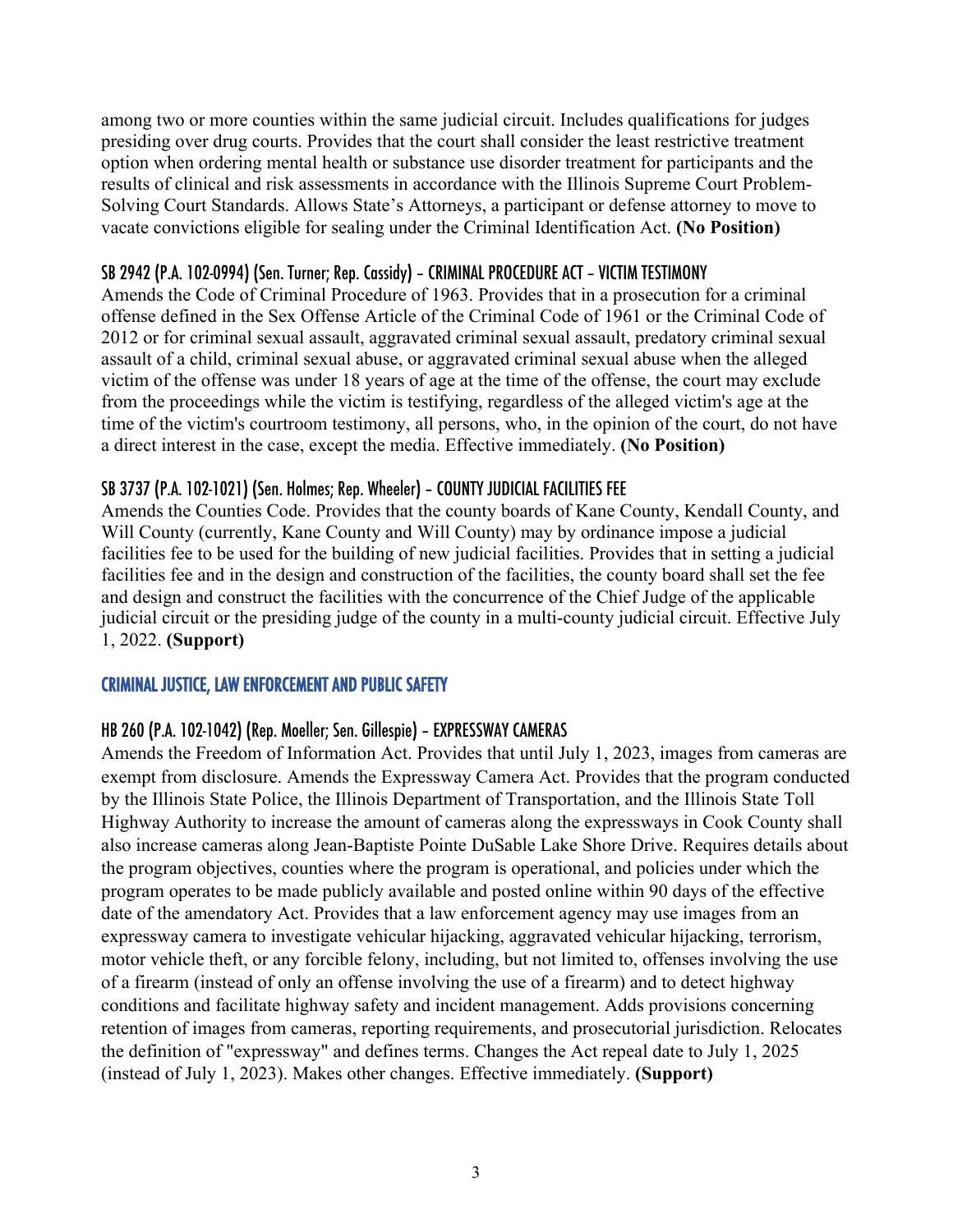among two or more counties within the same judicial circuit. Includes qualifications for judges presiding over drug courts. Provides that the court shall consider the least restrictive treatment option when ordering mental health or substance use disorder treatment for participants and the results of clinical and risk assessments in accordance with the Illinois Supreme Court Problem-Solving Court Standards. Allows State's Attorneys, a participant or defense attorney to move to vacate convictions eligible for sealing under the Criminal Identification Act. **(No Position)**

#### SB 2942 (P.A. 102-0994) (Sen. Turner; Rep. Cassidy) – CRIMINAL PROCEDURE ACT – VICTIM TESTIMONY

Amends the Code of Criminal Procedure of 1963. Provides that in a prosecution for a criminal offense defined in the Sex Offense Article of the Criminal Code of 1961 or the Criminal Code of 2012 or for criminal sexual assault, aggravated criminal sexual assault, predatory criminal sexual assault of a child, criminal sexual abuse, or aggravated criminal sexual abuse when the alleged victim of the offense was under 18 years of age at the time of the offense, the court may exclude from the proceedings while the victim is testifying, regardless of the alleged victim's age at the time of the victim's courtroom testimony, all persons, who, in the opinion of the court, do not have a direct interest in the case, except the media. Effective immediately. **(No Position)**

#### SB 3737 (P.A. 102-1021) (Sen. Holmes; Rep. Wheeler) – COUNTY JUDICIAL FACILITIES FEE

Amends the Counties Code. Provides that the county boards of Kane County, Kendall County, and Will County (currently, Kane County and Will County) may by ordinance impose a judicial facilities fee to be used for the building of new judicial facilities. Provides that in setting a judicial facilities fee and in the design and construction of the facilities, the county board shall set the fee and design and construct the facilities with the concurrence of the Chief Judge of the applicable judicial circuit or the presiding judge of the county in a multi-county judicial circuit. Effective July 1, 2022. **(Support)**

### CRIMINAL JUSTICE, LAW ENFORCEMENT AND PUBLIC SAFETY

#### HB 260 (P.A. 102-1042) (Rep. Moeller; Sen. Gillespie) – EXPRESSWAY CAMERAS

Amends the Freedom of Information Act. Provides that until July 1, 2023, images from cameras are exempt from disclosure. Amends the Expressway Camera Act. Provides that the program conducted by the Illinois State Police, the Illinois Department of Transportation, and the Illinois State Toll Highway Authority to increase the amount of cameras along the expressways in Cook County shall also increase cameras along Jean-Baptiste Pointe DuSable Lake Shore Drive. Requires details about the program objectives, counties where the program is operational, and policies under which the program operates to be made publicly available and posted online within 90 days of the effective date of the amendatory Act. Provides that a law enforcement agency may use images from an expressway camera to investigate vehicular hijacking, aggravated vehicular hijacking, terrorism, motor vehicle theft, or any forcible felony, including, but not limited to, offenses involving the use of a firearm (instead of only an offense involving the use of a firearm) and to detect highway conditions and facilitate highway safety and incident management. Adds provisions concerning retention of images from cameras, reporting requirements, and prosecutorial jurisdiction. Relocates the definition of "expressway" and defines terms. Changes the Act repeal date to July 1, 2025 (instead of July 1, 2023). Makes other changes. Effective immediately. **(Support)**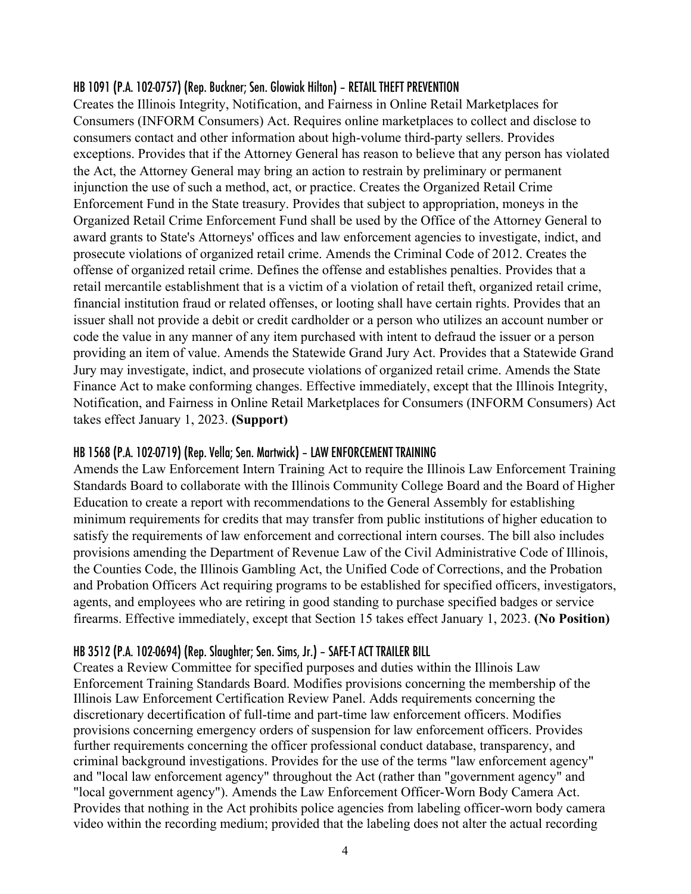### HB 1091 (P.A. 102-0757) (Rep. Buckner; Sen. Glowiak Hilton) – RETAIL THEFT PREVENTION

Creates the Illinois Integrity, Notification, and Fairness in Online Retail Marketplaces for Consumers (INFORM Consumers) Act. Requires online marketplaces to collect and disclose to consumers contact and other information about high-volume third-party sellers. Provides exceptions. Provides that if the Attorney General has reason to believe that any person has violated the Act, the Attorney General may bring an action to restrain by preliminary or permanent injunction the use of such a method, act, or practice. Creates the Organized Retail Crime Enforcement Fund in the State treasury. Provides that subject to appropriation, moneys in the Organized Retail Crime Enforcement Fund shall be used by the Office of the Attorney General to award grants to State's Attorneys' offices and law enforcement agencies to investigate, indict, and prosecute violations of organized retail crime. Amends the Criminal Code of 2012. Creates the offense of organized retail crime. Defines the offense and establishes penalties. Provides that a retail mercantile establishment that is a victim of a violation of retail theft, organized retail crime, financial institution fraud or related offenses, or looting shall have certain rights. Provides that an issuer shall not provide a debit or credit cardholder or a person who utilizes an account number or code the value in any manner of any item purchased with intent to defraud the issuer or a person providing an item of value. Amends the Statewide Grand Jury Act. Provides that a Statewide Grand Jury may investigate, indict, and prosecute violations of organized retail crime. Amends the State Finance Act to make conforming changes. Effective immediately, except that the Illinois Integrity, Notification, and Fairness in Online Retail Marketplaces for Consumers (INFORM Consumers) Act takes effect January 1, 2023. **(Support)**

### HB 1568 (P.A. 102-0719) (Rep. Vella; Sen. Martwick) – LAW ENFORCEMENT TRAINING

Amends the Law Enforcement Intern Training Act to require the Illinois Law Enforcement Training Standards Board to collaborate with the Illinois Community College Board and the Board of Higher Education to create a report with recommendations to the General Assembly for establishing minimum requirements for credits that may transfer from public institutions of higher education to satisfy the requirements of law enforcement and correctional intern courses. The bill also includes provisions amending the Department of Revenue Law of the Civil Administrative Code of Illinois, the Counties Code, the Illinois Gambling Act, the Unified Code of Corrections, and the Probation and Probation Officers Act requiring programs to be established for specified officers, investigators, agents, and employees who are retiring in good standing to purchase specified badges or service firearms. Effective immediately, except that Section 15 takes effect January 1, 2023. **(No Position)**

### HB 3512 (P.A. 102-0694) (Rep. Slaughter; Sen. Sims, Jr.) – SAFE-T ACT TRAILER BILL

Creates a Review Committee for specified purposes and duties within the Illinois Law Enforcement Training Standards Board. Modifies provisions concerning the membership of the Illinois Law Enforcement Certification Review Panel. Adds requirements concerning the discretionary decertification of full-time and part-time law enforcement officers. Modifies provisions concerning emergency orders of suspension for law enforcement officers. Provides further requirements concerning the officer professional conduct database, transparency, and criminal background investigations. Provides for the use of the terms "law enforcement agency" and "local law enforcement agency" throughout the Act (rather than "government agency" and "local government agency"). Amends the Law Enforcement Officer-Worn Body Camera Act. Provides that nothing in the Act prohibits police agencies from labeling officer-worn body camera video within the recording medium; provided that the labeling does not alter the actual recording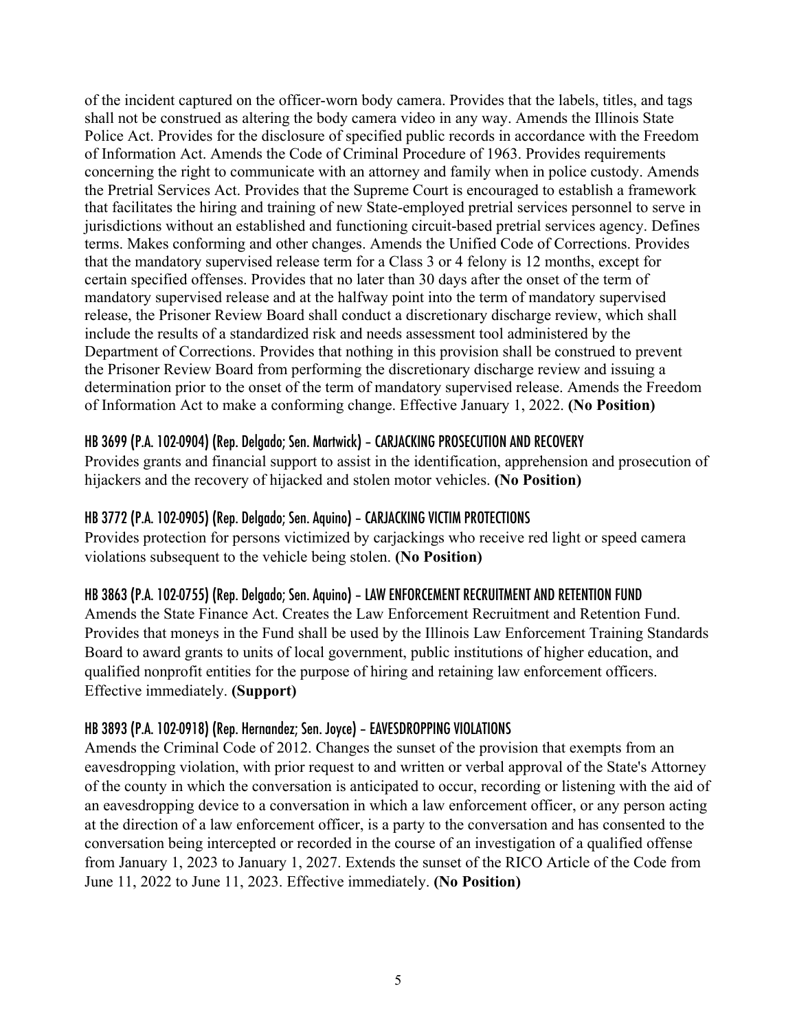of the incident captured on the officer-worn body camera. Provides that the labels, titles, and tags shall not be construed as altering the body camera video in any way. Amends the Illinois State Police Act. Provides for the disclosure of specified public records in accordance with the Freedom of Information Act. Amends the Code of Criminal Procedure of 1963. Provides requirements concerning the right to communicate with an attorney and family when in police custody. Amends the Pretrial Services Act. Provides that the Supreme Court is encouraged to establish a framework that facilitates the hiring and training of new State-employed pretrial services personnel to serve in jurisdictions without an established and functioning circuit-based pretrial services agency. Defines terms. Makes conforming and other changes. Amends the Unified Code of Corrections. Provides that the mandatory supervised release term for a Class 3 or 4 felony is 12 months, except for certain specified offenses. Provides that no later than 30 days after the onset of the term of mandatory supervised release and at the halfway point into the term of mandatory supervised release, the Prisoner Review Board shall conduct a discretionary discharge review, which shall include the results of a standardized risk and needs assessment tool administered by the Department of Corrections. Provides that nothing in this provision shall be construed to prevent the Prisoner Review Board from performing the discretionary discharge review and issuing a determination prior to the onset of the term of mandatory supervised release. Amends the Freedom of Information Act to make a conforming change. Effective January 1, 2022. **(No Position)**

### HB 3699 (P.A. 102-0904) (Rep. Delgado; Sen. Martwick) – CARJACKING PROSECUTION AND RECOVERY

Provides grants and financial support to assist in the identification, apprehension and prosecution of hijackers and the recovery of hijacked and stolen motor vehicles. **(No Position)**

### HB 3772 (P.A. 102-0905) (Rep. Delgado; Sen. Aquino) – CARJACKING VICTIM PROTECTIONS

Provides protection for persons victimized by carjackings who receive red light or speed camera violations subsequent to the vehicle being stolen. **(No Position)**

### HB 3863 (P.A. 102-0755) (Rep. Delgado; Sen. Aquino) – LAW ENFORCEMENT RECRUITMENT AND RETENTION FUND

Amends the State Finance Act. Creates the Law Enforcement Recruitment and Retention Fund. Provides that moneys in the Fund shall be used by the Illinois Law Enforcement Training Standards Board to award grants to units of local government, public institutions of higher education, and qualified nonprofit entities for the purpose of hiring and retaining law enforcement officers. Effective immediately. **(Support)**

### HB 3893 (P.A. 102-0918) (Rep. Hernandez; Sen. Joyce) – EAVESDROPPING VIOLATIONS

Amends the Criminal Code of 2012. Changes the sunset of the provision that exempts from an eavesdropping violation, with prior request to and written or verbal approval of the State's Attorney of the county in which the conversation is anticipated to occur, recording or listening with the aid of an eavesdropping device to a conversation in which a law enforcement officer, or any person acting at the direction of a law enforcement officer, is a party to the conversation and has consented to the conversation being intercepted or recorded in the course of an investigation of a qualified offense from January 1, 2023 to January 1, 2027. Extends the sunset of the RICO Article of the Code from June 11, 2022 to June 11, 2023. Effective immediately. **(No Position)**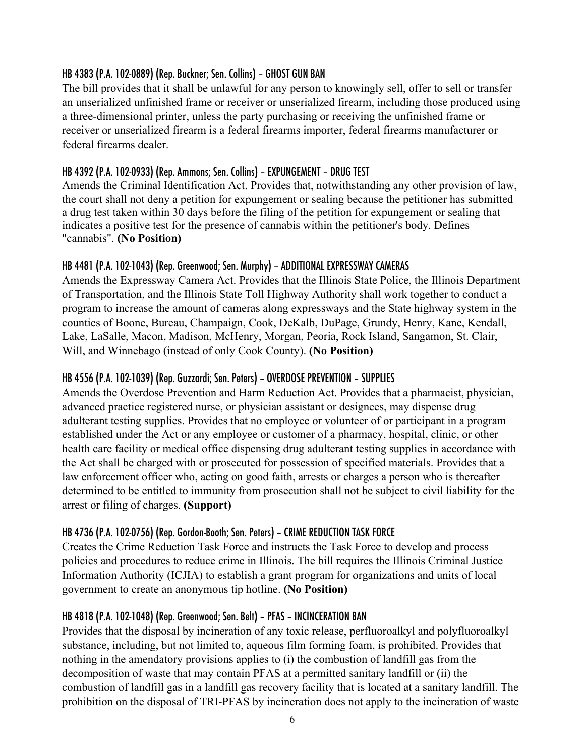### HB 4383 (P.A. 102-0889) (Rep. Buckner; Sen. Collins) – GHOST GUN BAN

The bill provides that it shall be unlawful for any person to knowingly sell, offer to sell or transfer an unserialized unfinished frame or receiver or unserialized firearm, including those produced using a three-dimensional printer, unless the party purchasing or receiving the unfinished frame or receiver or unserialized firearm is a federal firearms importer, federal firearms manufacturer or federal firearms dealer.

### HB 4392 (P.A. 102-0933) (Rep. Ammons; Sen. Collins) – EXPUNGEMENT – DRUG TEST

Amends the Criminal Identification Act. Provides that, notwithstanding any other provision of law, the court shall not deny a petition for expungement or sealing because the petitioner has submitted a drug test taken within 30 days before the filing of the petition for expungement or sealing that indicates a positive test for the presence of cannabis within the petitioner's body. Defines "cannabis". **(No Position)**

### HB 4481 (P.A. 102-1043) (Rep. Greenwood; Sen. Murphy) – ADDITIONAL EXPRESSWAY CAMERAS

Amends the Expressway Camera Act. Provides that the Illinois State Police, the Illinois Department of Transportation, and the Illinois State Toll Highway Authority shall work together to conduct a program to increase the amount of cameras along expressways and the State highway system in the counties of Boone, Bureau, Champaign, Cook, DeKalb, DuPage, Grundy, Henry, Kane, Kendall, Lake, LaSalle, Macon, Madison, McHenry, Morgan, Peoria, Rock Island, Sangamon, St. Clair, Will, and Winnebago (instead of only Cook County). **(No Position)**

### HB 4556 (P.A. 102-1039) (Rep. Guzzardi; Sen. Peters) – OVERDOSE PREVENTION – SUPPLIES

Amends the Overdose Prevention and Harm Reduction Act. Provides that a pharmacist, physician, advanced practice registered nurse, or physician assistant or designees, may dispense drug adulterant testing supplies. Provides that no employee or volunteer of or participant in a program established under the Act or any employee or customer of a pharmacy, hospital, clinic, or other health care facility or medical office dispensing drug adulterant testing supplies in accordance with the Act shall be charged with or prosecuted for possession of specified materials. Provides that a law enforcement officer who, acting on good faith, arrests or charges a person who is thereafter determined to be entitled to immunity from prosecution shall not be subject to civil liability for the arrest or filing of charges. **(Support)**

### HB 4736 (P.A. 102-0756) (Rep. Gordon-Booth; Sen. Peters) – CRIME REDUCTION TASK FORCE

Creates the Crime Reduction Task Force and instructs the Task Force to develop and process policies and procedures to reduce crime in Illinois. The bill requires the Illinois Criminal Justice Information Authority (ICJIA) to establish a grant program for organizations and units of local government to create an anonymous tip hotline. **(No Position)**

### HB 4818 (P.A. 102-1048) (Rep. Greenwood; Sen. Belt) – PFAS – INCINERATION BAN

Provides that the disposal by incineration of any toxic release, perfluoroalkyl and polyfluoroalkyl substance, including, but not limited to, aqueous film forming foam, is prohibited. Provides that nothing in the amendatory provisions applies to (i) the combustion of landfill gas from the decomposition of waste that may contain PFAS at a permitted sanitary landfill or (ii) the combustion of landfill gas in a landfill gas recovery facility that is located at a sanitary landfill. The prohibition on the disposal of TRI-PFAS by incineration does not apply to the incineration of waste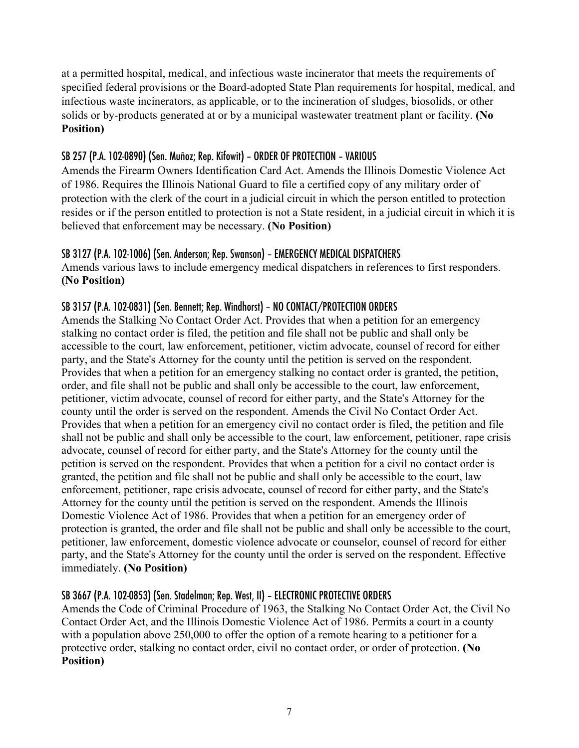at a permitted hospital, medical, and infectious waste incinerator that meets the requirements of specified federal provisions or the Board-adopted State Plan requirements for hospital, medical, and infectious waste incinerators, as applicable, or to the incineration of sludges, biosolids, or other solids or by-products generated at or by a municipal wastewater treatment plant or facility. **(No Position)**

### SB 257 (P.A. 102-0890) (Sen. Muñoz; Rep. Kifowit) – ORDER OF PROTECTION – VARIOUS

Amends the Firearm Owners Identification Card Act. Amends the Illinois Domestic Violence Act of 1986. Requires the Illinois National Guard to file a certified copy of any military order of protection with the clerk of the court in a judicial circuit in which the person entitled to protection resides or if the person entitled to protection is not a State resident, in a judicial circuit in which it is believed that enforcement may be necessary. **(No Position)**

### SB 3127 (P.A. 102-1006) (Sen. Anderson; Rep. Swanson) – EMERGENCY MEDICAL DISPATCHERS

Amends various laws to include emergency medical dispatchers in references to first responders. **(No Position)**

### SB 3157 (P.A. 102-0831) (Sen. Bennett; Rep. Windhorst) – NO CONTACT/PROTECTION ORDERS

Amends the Stalking No Contact Order Act. Provides that when a petition for an emergency stalking no contact order is filed, the petition and file shall not be public and shall only be accessible to the court, law enforcement, petitioner, victim advocate, counsel of record for either party, and the State's Attorney for the county until the petition is served on the respondent. Provides that when a petition for an emergency stalking no contact order is granted, the petition, order, and file shall not be public and shall only be accessible to the court, law enforcement, petitioner, victim advocate, counsel of record for either party, and the State's Attorney for the county until the order is served on the respondent. Amends the Civil No Contact Order Act. Provides that when a petition for an emergency civil no contact order is filed, the petition and file shall not be public and shall only be accessible to the court, law enforcement, petitioner, rape crisis advocate, counsel of record for either party, and the State's Attorney for the county until the petition is served on the respondent. Provides that when a petition for a civil no contact order is granted, the petition and file shall not be public and shall only be accessible to the court, law enforcement, petitioner, rape crisis advocate, counsel of record for either party, and the State's Attorney for the county until the petition is served on the respondent. Amends the Illinois Domestic Violence Act of 1986. Provides that when a petition for an emergency order of protection is granted, the order and file shall not be public and shall only be accessible to the court, petitioner, law enforcement, domestic violence advocate or counselor, counsel of record for either party, and the State's Attorney for the county until the order is served on the respondent. Effective immediately. **(No Position)**

### SB 3667 (P.A. 102-0853) (Sen. Stadelman; Rep. West, II) – ELECTRONIC PROTECTIVE ORDERS

Amends the Code of Criminal Procedure of 1963, the Stalking No Contact Order Act, the Civil No Contact Order Act, and the Illinois Domestic Violence Act of 1986. Permits a court in a county with a population above 250,000 to offer the option of a remote hearing to a petitioner for a protective order, stalking no contact order, civil no contact order, or order of protection. **(No Position)**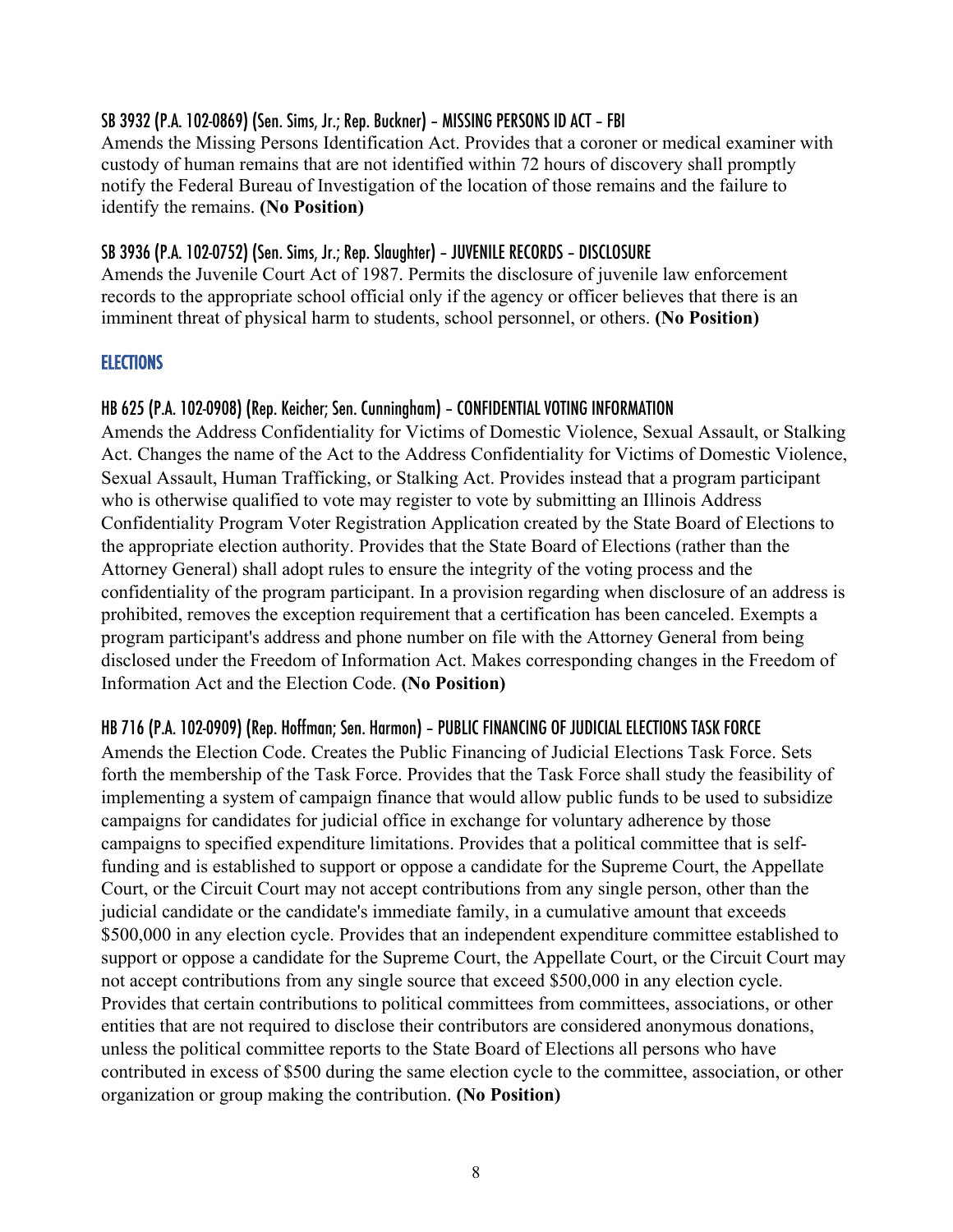### SB 3932 (P.A. 102-0869) (Sen. Sims, Jr.; Rep. Buckner) – MISSING PERSONS ID ACT – FBI

Amends the Missing Persons Identification Act. Provides that a coroner or medical examiner with custody of human remains that are not identified within 72 hours of discovery shall promptly notify the Federal Bureau of Investigation of the location of those remains and the failure to identify the remains. **(No Position)**

### SB 3936 (P.A. 102-0752) (Sen. Sims, Jr.; Rep. Slaughter) – JUVENILE RECORDS – DISCLOSURE

Amends the Juvenile Court Act of 1987. Permits the disclosure of juvenile law enforcement records to the appropriate school official only if the agency or officer believes that there is an imminent threat of physical harm to students, school personnel, or others. **(No Position)**

## ELECTIONS

### HB 625 (P.A. 102-0908) (Rep. Keicher; Sen. Cunningham) – CONFIDENTIAL VOTING INFORMATION

Amends the Address Confidentiality for Victims of Domestic Violence, Sexual Assault, or Stalking Act. Changes the name of the Act to the Address Confidentiality for Victims of Domestic Violence, Sexual Assault, Human Trafficking, or Stalking Act. Provides instead that a program participant who is otherwise qualified to vote may register to vote by submitting an Illinois Address Confidentiality Program Voter Registration Application created by the State Board of Elections to the appropriate election authority. Provides that the State Board of Elections (rather than the Attorney General) shall adopt rules to ensure the integrity of the voting process and the confidentiality of the program participant. In a provision regarding when disclosure of an address is prohibited, removes the exception requirement that a certification has been canceled. Exempts a program participant's address and phone number on file with the Attorney General from being disclosed under the Freedom of Information Act. Makes corresponding changes in the Freedom of Information Act and the Election Code. **(No Position)**

### HB 716 (P.A. 102-0909) (Rep. Hoffman; Sen. Harmon) – PUBLIC FINANCING OF JUDICIAL ELECTIONS TASK FORCE

Amends the Election Code. Creates the Public Financing of Judicial Elections Task Force. Sets forth the membership of the Task Force. Provides that the Task Force shall study the feasibility of implementing a system of campaign finance that would allow public funds to be used to subsidize campaigns for candidates for judicial office in exchange for voluntary adherence by those campaigns to specified expenditure limitations. Provides that a political committee that is self-funding and is established to support or oppose a candidate for the Supreme Court, the Appellate Court, or the Circuit Court may not accept contributions from any single person, other than the judicial candidate or the candidate's immediate family, in a cumulative amount that exceeds $500,000 in any election cycle. Provides that an independent expenditure committee established to support or oppose a candidate for the Supreme Court, the Appellate Court, or the Circuit Court may not accept contributions from any single source that exceed $500,000 in any election cycle. Provides that certain contributions to political committees from committees, associations, or other entities that are not required to disclose their contributors are considered anonymous donations, unless the political committee reports to the State Board of Elections all persons who have contributed in excess of $500 during the same election cycle to the committee, association, or other organization or group making the contribution. **(No Position)**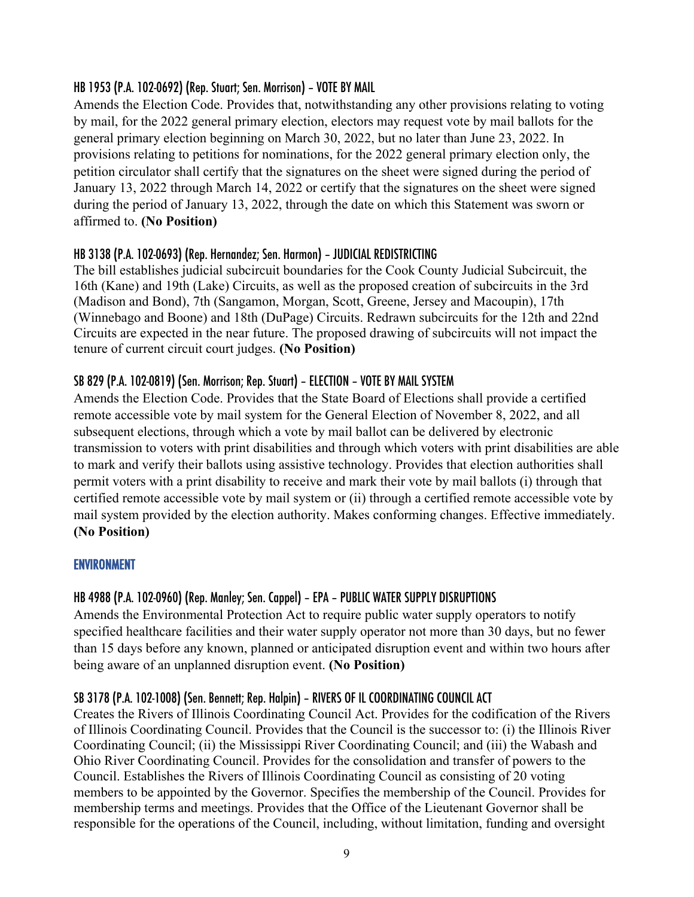### HB 1953 (P.A. 102-0692) (Rep. Stuart; Sen. Morrison) – VOTE BY MAIL

Amends the Election Code. Provides that, notwithstanding any other provisions relating to voting by mail, for the 2022 general primary election, electors may request vote by mail ballots for the general primary election beginning on March 30, 2022, but no later than June 23, 2022. In provisions relating to petitions for nominations, for the 2022 general primary election only, the petition circulator shall certify that the signatures on the sheet were signed during the period of January 13, 2022 through March 14, 2022 or certify that the signatures on the sheet were signed during the period of January 13, 2022, through the date on which this Statement was sworn or affirmed to. **(No Position)**

### HB 3138 (P.A. 102-0693) (Rep. Hernandez; Sen. Harmon) – JUDICIAL REDISTRICTING

The bill establishes judicial subcircuit boundaries for the Cook County Judicial Subcircuit, the 16th (Kane) and 19th (Lake) Circuits, as well as the proposed creation of subcircuits in the 3rd (Madison and Bond), 7th (Sangamon, Morgan, Scott, Greene, Jersey and Macoupin), 17th (Winnebago and Boone) and 18th (DuPage) Circuits. Redrawn subcircuits for the 12th and 22nd Circuits are expected in the near future. The proposed drawing of subcircuits will not impact the tenure of current circuit court judges. **(No Position)**

### SB 829 (P.A. 102-0819) (Sen. Morrison; Rep. Stuart) – ELECTION – VOTE BY MAIL SYSTEM

Amends the Election Code. Provides that the State Board of Elections shall provide a certified remote accessible vote by mail system for the General Election of November 8, 2022, and all subsequent elections, through which a vote by mail ballot can be delivered by electronic transmission to voters with print disabilities and through which voters with print disabilities are able to mark and verify their ballots using assistive technology. Provides that election authorities shall permit voters with a print disability to receive and mark their vote by mail ballots (i) through that certified remote accessible vote by mail system or (ii) through a certified remote accessible vote by mail system provided by the election authority. Makes conforming changes. Effective immediately. **(No Position)**

## ENVIRONMENT

### HB 4988 (P.A. 102-0960) (Rep. Manley; Sen. Cappel) – EPA – PUBLIC WATER SUPPLY DISRUPTIONS

Amends the Environmental Protection Act to require public water supply operators to notify specified healthcare facilities and their water supply operator not more than 30 days, but no fewer than 15 days before any known, planned or anticipated disruption event and within two hours after being aware of an unplanned disruption event. **(No Position)**

### SB 3178 (P.A. 102-1008) (Sen. Bennett; Rep. Halpin) – RIVERS OF IL COORDINATING COUNCIL ACT

Creates the Rivers of Illinois Coordinating Council Act. Provides for the codification of the Rivers of Illinois Coordinating Council. Provides that the Council is the successor to: (i) the Illinois River Coordinating Council; (ii) the Mississippi River Coordinating Council; and (iii) the Wabash and Ohio River Coordinating Council. Provides for the consolidation and transfer of powers to the Council. Establishes the Rivers of Illinois Coordinating Council as consisting of 20 voting members to be appointed by the Governor. Specifies the membership of the Council. Provides for membership terms and meetings. Provides that the Office of the Lieutenant Governor shall be responsible for the operations of the Council, including, without limitation, funding and oversight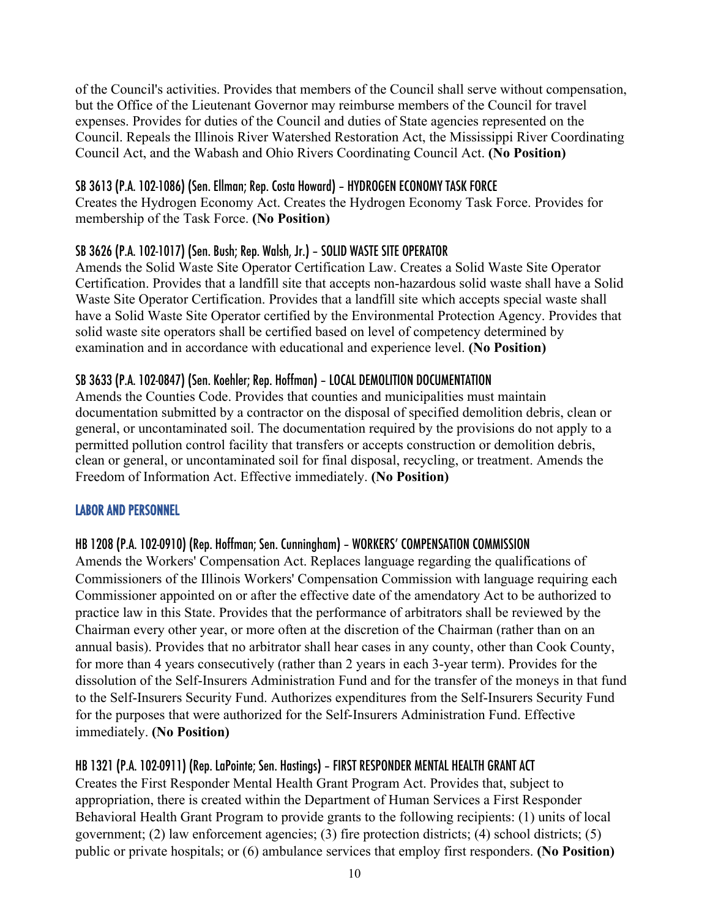of the Council's activities. Provides that members of the Council shall serve without compensation, but the Office of the Lieutenant Governor may reimburse members of the Council for travel expenses. Provides for duties of the Council and duties of State agencies represented on the Council. Repeals the Illinois River Watershed Restoration Act, the Mississippi River Coordinating Council Act, and the Wabash and Ohio Rivers Coordinating Council Act. **(No Position)**

### SB 3613 (P.A. 102-1086) (Sen. Ellman; Rep. Costa Howard) – HYDROGEN ECONOMY TASK FORCE

Creates the Hydrogen Economy Act. Creates the Hydrogen Economy Task Force. Provides for membership of the Task Force. **(No Position)**

### SB 3626 (P.A. 102-1017) (Sen. Bush; Rep. Walsh, Jr.) – SOLID WASTE SITE OPERATOR

Amends the Solid Waste Site Operator Certification Law. Creates a Solid Waste Site Operator Certification. Provides that a landfill site that accepts non-hazardous solid waste shall have a Solid Waste Site Operator Certification. Provides that a landfill site which accepts special waste shall have a Solid Waste Site Operator certified by the Environmental Protection Agency. Provides that solid waste site operators shall be certified based on level of competency determined by examination and in accordance with educational and experience level. **(No Position)**

### SB 3633 (P.A. 102-0847) (Sen. Koehler; Rep. Hoffman) – LOCAL DEMOLITION DOCUMENTATION

Amends the Counties Code. Provides that counties and municipalities must maintain documentation submitted by a contractor on the disposal of specified demolition debris, clean or general, or uncontaminated soil. The documentation required by the provisions do not apply to a permitted pollution control facility that transfers or accepts construction or demolition debris, clean or general, or uncontaminated soil for final disposal, recycling, or treatment. Amends the Freedom of Information Act. Effective immediately. **(No Position)**

## LABOR AND PERSONNEL

### HB 1208 (P.A. 102-0910) (Rep. Hoffman; Sen. Cunningham) – WORKERS' COMPENSATION COMMISSION

Amends the Workers' Compensation Act. Replaces language regarding the qualifications of Commissioners of the Illinois Workers' Compensation Commission with language requiring each Commissioner appointed on or after the effective date of the amendatory Act to be authorized to practice law in this State. Provides that the performance of arbitrators shall be reviewed by the Chairman every other year, or more often at the discretion of the Chairman (rather than on an annual basis). Provides that no arbitrator shall hear cases in any county, other than Cook County, for more than 4 years consecutively (rather than 2 years in each 3-year term). Provides for the dissolution of the Self-Insurers Administration Fund and for the transfer of the moneys in that fund to the Self-Insurers Security Fund. Authorizes expenditures from the Self-Insurers Security Fund for the purposes that were authorized for the Self-Insurers Administration Fund. Effective immediately. **(No Position)**

### HB 1321 (P.A. 102-0911) (Rep. LaPointe; Sen. Hastings) – FIRST RESPONDER MENTAL HEALTH GRANT ACT

Creates the First Responder Mental Health Grant Program Act. Provides that, subject to appropriation, there is created within the Department of Human Services a First Responder Behavioral Health Grant Program to provide grants to the following recipients: (1) units of local government; (2) law enforcement agencies; (3) fire protection districts; (4) school districts; (5) public or private hospitals; or (6) ambulance services that employ first responders. **(No Position)**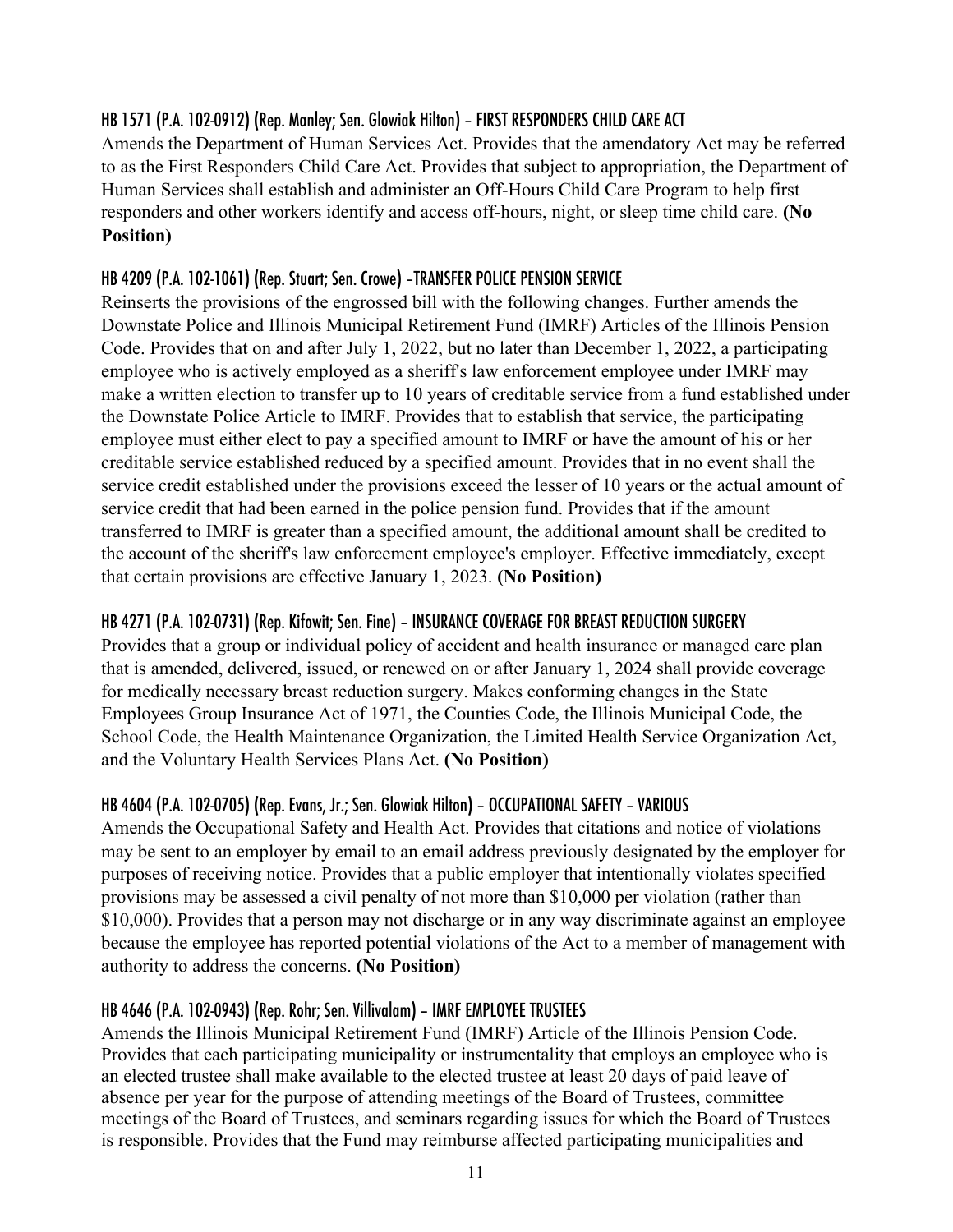### HB 1571 (P.A. 102-0912) (Rep. Manley; Sen. Glowiak Hilton) – FIRST RESPONDERS CHILD CARE ACT

Amends the Department of Human Services Act. Provides that the amendatory Act may be referred to as the First Responders Child Care Act. Provides that subject to appropriation, the Department of Human Services shall establish and administer an Off-Hours Child Care Program to help first responders and other workers identify and access off-hours, night, or sleep time child care. **(No Position)**

### HB 4209 (P.A. 102-1061) (Rep. Stuart; Sen. Crowe) –TRANSFER POLICE PENSION SERVICE

Reinserts the provisions of the engrossed bill with the following changes. Further amends the Downstate Police and Illinois Municipal Retirement Fund (IMRF) Articles of the Illinois Pension Code. Provides that on and after July 1, 2022, but no later than December 1, 2022, a participating employee who is actively employed as a sheriff's law enforcement employee under IMRF may make a written election to transfer up to 10 years of creditable service from a fund established under the Downstate Police Article to IMRF. Provides that to establish that service, the participating employee must either elect to pay a specified amount to IMRF or have the amount of his or her creditable service established reduced by a specified amount. Provides that in no event shall the service credit established under the provisions exceed the lesser of 10 years or the actual amount of service credit that had been earned in the police pension fund. Provides that if the amount transferred to IMRF is greater than a specified amount, the additional amount shall be credited to the account of the sheriff's law enforcement employee's employer. Effective immediately, except that certain provisions are effective January 1, 2023. **(No Position)**

### HB 4271 (P.A. 102-0731) (Rep. Kifowit; Sen. Fine) – INSURANCE COVERAGE FOR BREAST REDUCTION SURGERY

Provides that a group or individual policy of accident and health insurance or managed care plan that is amended, delivered, issued, or renewed on or after January 1, 2024 shall provide coverage for medically necessary breast reduction surgery. Makes conforming changes in the State Employees Group Insurance Act of 1971, the Counties Code, the Illinois Municipal Code, the School Code, the Health Maintenance Organization, the Limited Health Service Organization Act, and the Voluntary Health Services Plans Act. **(No Position)**

### HB 4604 (P.A. 102-0705) (Rep. Evans, Jr.; Sen. Glowiak Hilton) – OCCUPATIONAL SAFETY – VARIOUS

Amends the Occupational Safety and Health Act. Provides that citations and notice of violations may be sent to an employer by email to an email address previously designated by the employer for purposes of receiving notice. Provides that a public employer that intentionally violates specified provisions may be assessed a civil penalty of not more than $10,000 per violation (rather than $10,000). Provides that a person may not discharge or in any way discriminate against an employee because the employee has reported potential violations of the Act to a member of management with authority to address the concerns. **(No Position)**

### HB 4646 (P.A. 102-0943) (Rep. Rohr; Sen. Villivalam) – IMRF EMPLOYEE TRUSTEES

Amends the Illinois Municipal Retirement Fund (IMRF) Article of the Illinois Pension Code. Provides that each participating municipality or instrumentality that employs an employee who is an elected trustee shall make available to the elected trustee at least 20 days of paid leave of absence per year for the purpose of attending meetings of the Board of Trustees, committee meetings of the Board of Trustees, and seminars regarding issues for which the Board of Trustees is responsible. Provides that the Fund may reimburse affected participating municipalities and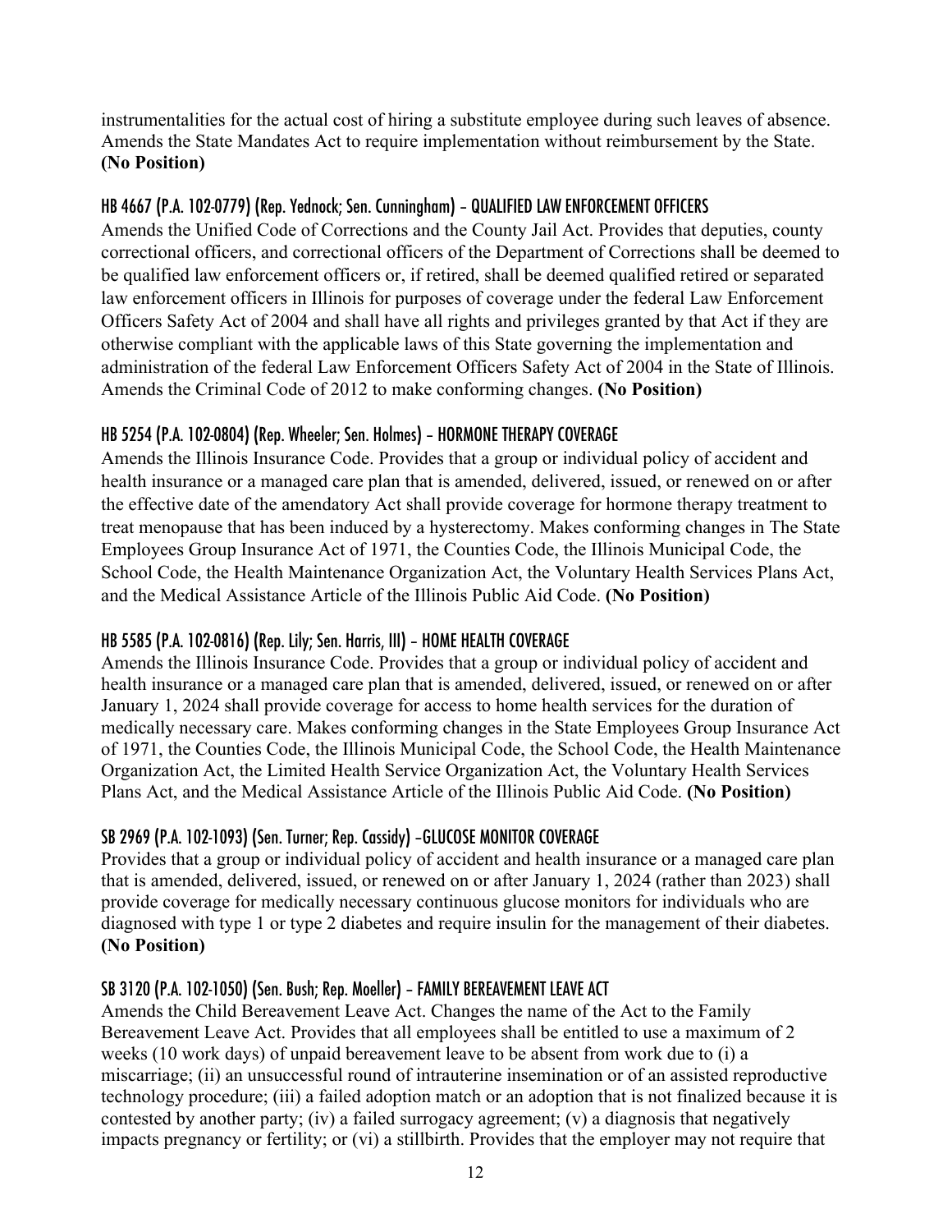instrumentalities for the actual cost of hiring a substitute employee during such leaves of absence. Amends the State Mandates Act to require implementation without reimbursement by the State. **(No Position)**

### HB 4667 (P.A. 102-0779) (Rep. Yednock; Sen. Cunningham) – QUALIFIED LAW ENFORCEMENT OFFICERS

Amends the Unified Code of Corrections and the County Jail Act. Provides that deputies, county correctional officers, and correctional officers of the Department of Corrections shall be deemed to be qualified law enforcement officers or, if retired, shall be deemed qualified retired or separated law enforcement officers in Illinois for purposes of coverage under the federal Law Enforcement Officers Safety Act of 2004 and shall have all rights and privileges granted by that Act if they are otherwise compliant with the applicable laws of this State governing the implementation and administration of the federal Law Enforcement Officers Safety Act of 2004 in the State of Illinois. Amends the Criminal Code of 2012 to make conforming changes. **(No Position)**

### HB 5254 (P.A. 102-0804) (Rep. Wheeler; Sen. Holmes) – HORMONE THERAPY COVERAGE

Amends the Illinois Insurance Code. Provides that a group or individual policy of accident and health insurance or a managed care plan that is amended, delivered, issued, or renewed on or after the effective date of the amendatory Act shall provide coverage for hormone therapy treatment to treat menopause that has been induced by a hysterectomy. Makes conforming changes in The State Employees Group Insurance Act of 1971, the Counties Code, the Illinois Municipal Code, the School Code, the Health Maintenance Organization Act, the Voluntary Health Services Plans Act, and the Medical Assistance Article of the Illinois Public Aid Code. **(No Position)**

### HB 5585 (P.A. 102-0816) (Rep. Lily; Sen. Harris, III) – HOME HEALTH COVERAGE

Amends the Illinois Insurance Code. Provides that a group or individual policy of accident and health insurance or a managed care plan that is amended, delivered, issued, or renewed on or after January 1, 2024 shall provide coverage for access to home health services for the duration of medically necessary care. Makes conforming changes in the State Employees Group Insurance Act of 1971, the Counties Code, the Illinois Municipal Code, the School Code, the Health Maintenance Organization Act, the Limited Health Service Organization Act, the Voluntary Health Services Plans Act, and the Medical Assistance Article of the Illinois Public Aid Code. **(No Position)**

### SB 2969 (P.A. 102-1093) (Sen. Turner; Rep. Cassidy) –GLUCOSE MONITOR COVERAGE

Provides that a group or individual policy of accident and health insurance or a managed care plan that is amended, delivered, issued, or renewed on or after January 1, 2024 (rather than 2023) shall provide coverage for medically necessary continuous glucose monitors for individuals who are diagnosed with type 1 or type 2 diabetes and require insulin for the management of their diabetes. **(No Position)**

### SB 3120 (P.A. 102-1050) (Sen. Bush; Rep. Moeller) – FAMILY BEREAVEMENT LEAVE ACT

Amends the Child Bereavement Leave Act. Changes the name of the Act to the Family Bereavement Leave Act. Provides that all employees shall be entitled to use a maximum of 2 weeks (10 work days) of unpaid bereavement leave to be absent from work due to (i) a miscarriage; (ii) an unsuccessful round of intrauterine insemination or of an assisted reproductive technology procedure; (iii) a failed adoption match or an adoption that is not finalized because it is contested by another party; (iv) a failed surrogacy agreement; (v) a diagnosis that negatively impacts pregnancy or fertility; or (vi) a stillbirth. Provides that the employer may not require that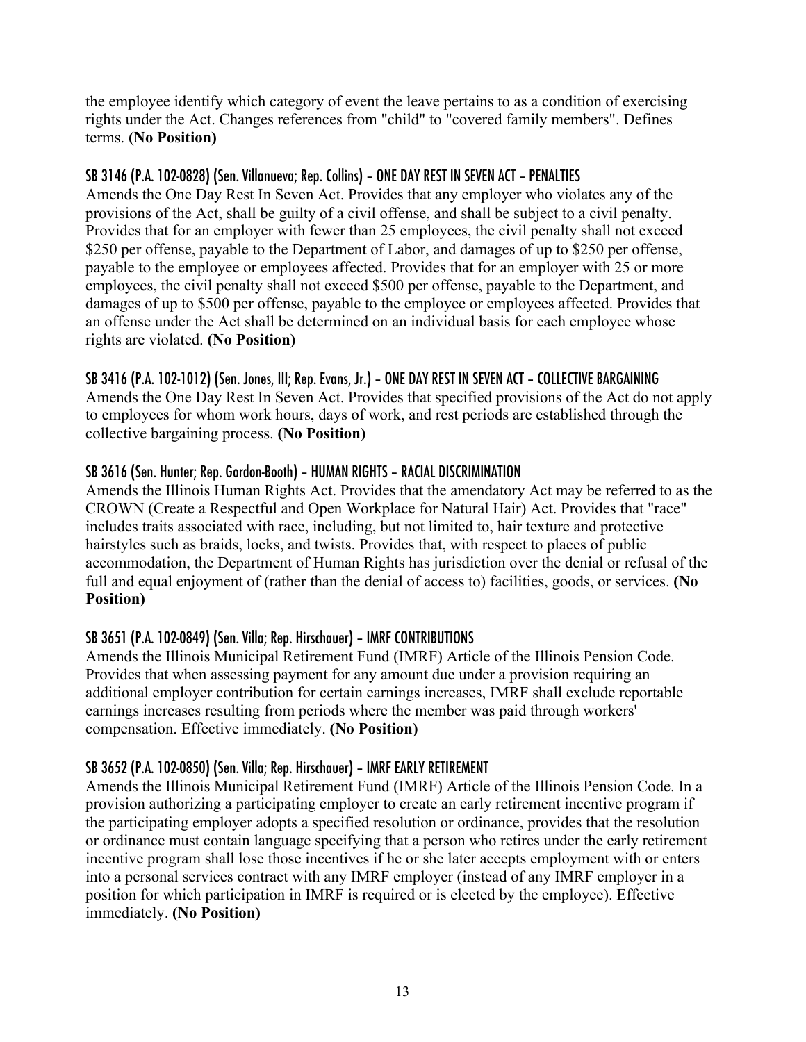the employee identify which category of event the leave pertains to as a condition of exercising rights under the Act. Changes references from "child" to "covered family members". Defines terms. **(No Position)**

### SB 3146 (P.A. 102-0828) (Sen. Villanueva; Rep. Collins) – ONE DAY REST IN SEVEN ACT – PENALTIES

Amends the One Day Rest In Seven Act. Provides that any employer who violates any of the provisions of the Act, shall be guilty of a civil offense, and shall be subject to a civil penalty. Provides that for an employer with fewer than 25 employees, the civil penalty shall not exceed $250 per offense, payable to the Department of Labor, and damages of up to $250 per offense, payable to the employee or employees affected. Provides that for an employer with 25 or more employees, the civil penalty shall not exceed $500 per offense, payable to the Department, and damages of up to $500 per offense, payable to the employee or employees affected. Provides that an offense under the Act shall be determined on an individual basis for each employee whose rights are violated. **(No Position)**

### SB 3416 (P.A. 102-1012) (Sen. Jones, III; Rep. Evans, Jr.) – ONE DAY REST IN SEVEN ACT – COLLECTIVE BARGAINING

Amends the One Day Rest In Seven Act. Provides that specified provisions of the Act do not apply to employees for whom work hours, days of work, and rest periods are established through the collective bargaining process. **(No Position)**

### SB 3616 (Sen. Hunter; Rep. Gordon-Booth) – HUMAN RIGHTS – RACIAL DISCRIMINATION

Amends the Illinois Human Rights Act. Provides that the amendatory Act may be referred to as the CROWN (Create a Respectful and Open Workplace for Natural Hair) Act. Provides that "race" includes traits associated with race, including, but not limited to, hair texture and protective hairstyles such as braids, locks, and twists. Provides that, with respect to places of public accommodation, the Department of Human Rights has jurisdiction over the denial or refusal of the full and equal enjoyment of (rather than the denial of access to) facilities, goods, or services. **(No Position)**

### SB 3651 (P.A. 102-0849) (Sen. Villa; Rep. Hirschauer) – IMRF CONTRIBUTIONS

Amends the Illinois Municipal Retirement Fund (IMRF) Article of the Illinois Pension Code. Provides that when assessing payment for any amount due under a provision requiring an additional employer contribution for certain earnings increases, IMRF shall exclude reportable earnings increases resulting from periods where the member was paid through workers' compensation. Effective immediately. **(No Position)**

### SB 3652 (P.A. 102-0850) (Sen. Villa; Rep. Hirschauer) – IMRF EARLY RETIREMENT

Amends the Illinois Municipal Retirement Fund (IMRF) Article of the Illinois Pension Code. In a provision authorizing a participating employer to create an early retirement incentive program if the participating employer adopts a specified resolution or ordinance, provides that the resolution or ordinance must contain language specifying that a person who retires under the early retirement incentive program shall lose those incentives if he or she later accepts employment with or enters into a personal services contract with any IMRF employer (instead of any IMRF employer in a position for which participation in IMRF is required or is elected by the employee). Effective immediately. **(No Position)**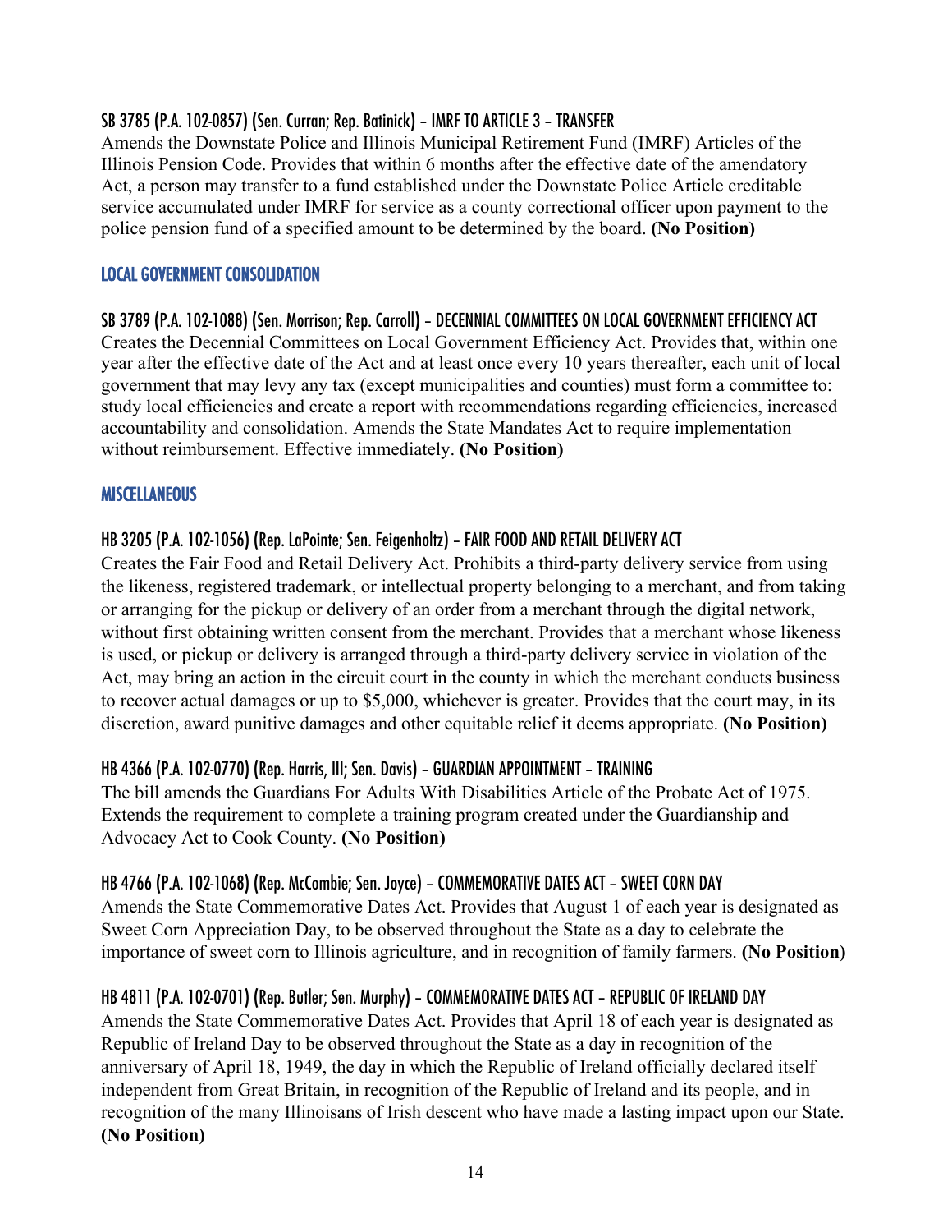#### SB 3785 (P.A. 102-0857) (Sen. Curran; Rep. Batinick) – IMRF TO ARTICLE 3 – TRANSFER

Amends the Downstate Police and Illinois Municipal Retirement Fund (IMRF) Articles of the Illinois Pension Code. Provides that within 6 months after the effective date of the amendatory Act, a person may transfer to a fund established under the Downstate Police Article creditable service accumulated under IMRF for service as a county correctional officer upon payment to the police pension fund of a specified amount to be determined by the board. **(No Position)**

### LOCAL GOVERNMENT CONSOLIDATION

#### SB 3789 (P.A. 102-1088) (Sen. Morrison; Rep. Carroll) – DECENNIAL COMMITTEES ON LOCAL GOVERNMENT EFFICIENCY ACT

Creates the Decennial Committees on Local Government Efficiency Act. Provides that, within one year after the effective date of the Act and at least once every 10 years thereafter, each unit of local government that may levy any tax (except municipalities and counties) must form a committee to: study local efficiencies and create a report with recommendations regarding efficiencies, increased accountability and consolidation. Amends the State Mandates Act to require implementation without reimbursement. Effective immediately. **(No Position)**

### MISCELLANEOUS

#### HB 3205 (P.A. 102-1056) (Rep. LaPointe; Sen. Feigenholtz) – FAIR FOOD AND RETAIL DELIVERY ACT

Creates the Fair Food and Retail Delivery Act. Prohibits a third-party delivery service from using the likeness, registered trademark, or intellectual property belonging to a merchant, and from taking or arranging for the pickup or delivery of an order from a merchant through the digital network, without first obtaining written consent from the merchant. Provides that a merchant whose likeness is used, or pickup or delivery is arranged through a third-party delivery service in violation of the Act, may bring an action in the circuit court in the county in which the merchant conducts business to recover actual damages or up to $5,000, whichever is greater. Provides that the court may, in its discretion, award punitive damages and other equitable relief it deems appropriate. **(No Position)**

#### HB 4366 (P.A. 102-0770) (Rep. Harris, III; Sen. Davis) – GUARDIAN APPOINTMENT – TRAINING

The bill amends the Guardians For Adults With Disabilities Article of the Probate Act of 1975. Extends the requirement to complete a training program created under the Guardianship and Advocacy Act to Cook County. **(No Position)**

#### HB 4766 (P.A. 102-1068) (Rep. McCombie; Sen. Joyce) – COMMEMORATIVE DATES ACT – SWEET CORN DAY

Amends the State Commemorative Dates Act. Provides that August 1 of each year is designated as Sweet Corn Appreciation Day, to be observed throughout the State as a day to celebrate the importance of sweet corn to Illinois agriculture, and in recognition of family farmers. **(No Position)**

#### HB 4811 (P.A. 102-0701) (Rep. Butler; Sen. Murphy) – COMMEMORATIVE DATES ACT – REPUBLIC OF IRELAND DAY

Amends the State Commemorative Dates Act. Provides that April 18 of each year is designated as Republic of Ireland Day to be observed throughout the State as a day in recognition of the anniversary of April 18, 1949, the day in which the Republic of Ireland officially declared itself independent from Great Britain, in recognition of the Republic of Ireland and its people, and in recognition of the many Illinoisans of Irish descent who have made a lasting impact upon our State. **(No Position)**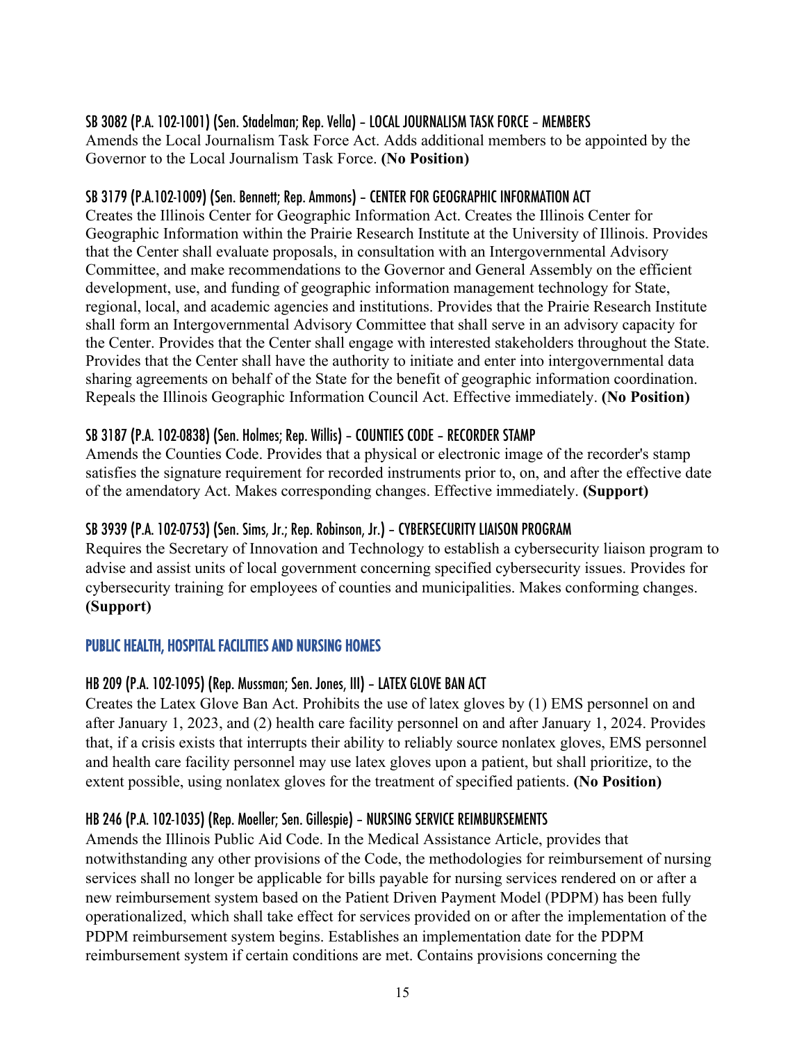### SB 3082 (P.A. 102-1001) (Sen. Stadelman; Rep. Vella) – LOCAL JOURNALISM TASK FORCE – MEMBERS

Amends the Local Journalism Task Force Act. Adds additional members to be appointed by the Governor to the Local Journalism Task Force. **(No Position)**

### SB 3179 (P.A.102-1009) (Sen. Bennett; Rep. Ammons) – CENTER FOR GEOGRAPHIC INFORMATION ACT

Creates the Illinois Center for Geographic Information Act. Creates the Illinois Center for Geographic Information within the Prairie Research Institute at the University of Illinois. Provides that the Center shall evaluate proposals, in consultation with an Intergovernmental Advisory Committee, and make recommendations to the Governor and General Assembly on the efficient development, use, and funding of geographic information management technology for State, regional, local, and academic agencies and institutions. Provides that the Prairie Research Institute shall form an Intergovernmental Advisory Committee that shall serve in an advisory capacity for the Center. Provides that the Center shall engage with interested stakeholders throughout the State. Provides that the Center shall have the authority to initiate and enter into intergovernmental data sharing agreements on behalf of the State for the benefit of geographic information coordination. Repeals the Illinois Geographic Information Council Act. Effective immediately. **(No Position)**

### SB 3187 (P.A. 102-0838) (Sen. Holmes; Rep. Willis) – COUNTIES CODE – RECORDER STAMP

Amends the Counties Code. Provides that a physical or electronic image of the recorder's stamp satisfies the signature requirement for recorded instruments prior to, on, and after the effective date of the amendatory Act. Makes corresponding changes. Effective immediately. **(Support)**

### SB 3939 (P.A. 102-0753) (Sen. Sims, Jr.; Rep. Robinson, Jr.) – CYBERSECURITY LIAISON PROGRAM

Requires the Secretary of Innovation and Technology to establish a cybersecurity liaison program to advise and assist units of local government concerning specified cybersecurity issues. Provides for cybersecurity training for employees of counties and municipalities. Makes conforming changes. **(Support)**

## PUBLIC HEALTH, HOSPITAL FACILITIES AND NURSING HOMES

### HB 209 (P.A. 102-1095) (Rep. Mussman; Sen. Jones, III) – LATEX GLOVE BAN ACT

Creates the Latex Glove Ban Act. Prohibits the use of latex gloves by (1) EMS personnel on and after January 1, 2023, and (2) health care facility personnel on and after January 1, 2024. Provides that, if a crisis exists that interrupts their ability to reliably source nonlatex gloves, EMS personnel and health care facility personnel may use latex gloves upon a patient, but shall prioritize, to the extent possible, using nonlatex gloves for the treatment of specified patients. **(No Position)**

### HB 246 (P.A. 102-1035) (Rep. Moeller; Sen. Gillespie) – NURSING SERVICE REIMBURSEMENTS

Amends the Illinois Public Aid Code. In the Medical Assistance Article, provides that notwithstanding any other provisions of the Code, the methodologies for reimbursement of nursing services shall no longer be applicable for bills payable for nursing services rendered on or after a new reimbursement system based on the Patient Driven Payment Model (PDPM) has been fully operationalized, which shall take effect for services provided on or after the implementation of the PDPM reimbursement system begins. Establishes an implementation date for the PDPM reimbursement system if certain conditions are met. Contains provisions concerning the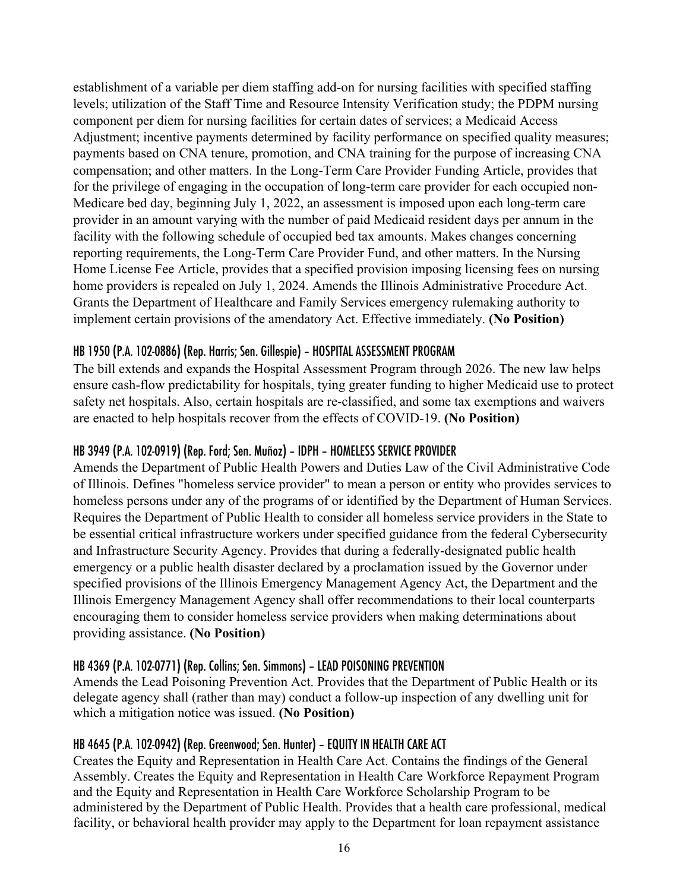establishment of a variable per diem staffing add-on for nursing facilities with specified staffing levels; utilization of the Staff Time and Resource Intensity Verification study; the PDPM nursing component per diem for nursing facilities for certain dates of services; a Medicaid Access Adjustment; incentive payments determined by facility performance on specified quality measures; payments based on CNA tenure, promotion, and CNA training for the purpose of increasing CNA compensation; and other matters. In the Long-Term Care Provider Funding Article, provides that for the privilege of engaging in the occupation of long-term care provider for each occupied non-Medicare bed day, beginning July 1, 2022, an assessment is imposed upon each long-term care provider in an amount varying with the number of paid Medicaid resident days per annum in the facility with the following schedule of occupied bed tax amounts. Makes changes concerning reporting requirements, the Long-Term Care Provider Fund, and other matters. In the Nursing Home License Fee Article, provides that a specified provision imposing licensing fees on nursing home providers is repealed on July 1, 2024. Amends the Illinois Administrative Procedure Act. Grants the Department of Healthcare and Family Services emergency rulemaking authority to implement certain provisions of the amendatory Act. Effective immediately. **(No Position)**

#### HB 1950 (P.A. 102-0886) (Rep. Harris; Sen. Gillespie) – HOSPITAL ASSESSMENT PROGRAM

The bill extends and expands the Hospital Assessment Program through 2026. The new law helps ensure cash-flow predictability for hospitals, tying greater funding to higher Medicaid use to protect safety net hospitals. Also, certain hospitals are re-classified, and some tax exemptions and waivers are enacted to help hospitals recover from the effects of COVID-19. **(No Position)**

#### HB 3949 (P.A. 102-0919) (Rep. Ford; Sen. Muñoz) – IDPH – HOMELESS SERVICE PROVIDER

Amends the Department of Public Health Powers and Duties Law of the Civil Administrative Code of Illinois. Defines "homeless service provider" to mean a person or entity who provides services to homeless persons under any of the programs of or identified by the Department of Human Services. Requires the Department of Public Health to consider all homeless service providers in the State to be essential critical infrastructure workers under specified guidance from the federal Cybersecurity and Infrastructure Security Agency. Provides that during a federally-designated public health emergency or a public health disaster declared by a proclamation issued by the Governor under specified provisions of the Illinois Emergency Management Agency Act, the Department and the Illinois Emergency Management Agency shall offer recommendations to their local counterparts encouraging them to consider homeless service providers when making determinations about providing assistance. **(No Position)**

#### HB 4369 (P.A. 102-0771) (Rep. Collins; Sen. Simmons) – LEAD POISONING PREVENTION

Amends the Lead Poisoning Prevention Act. Provides that the Department of Public Health or its delegate agency shall (rather than may) conduct a follow-up inspection of any dwelling unit for which a mitigation notice was issued. **(No Position)**

#### HB 4645 (P.A. 102-0942) (Rep. Greenwood; Sen. Hunter) – EQUITY IN HEALTH CARE ACT

Creates the Equity and Representation in Health Care Act. Contains the findings of the General Assembly. Creates the Equity and Representation in Health Care Workforce Repayment Program and the Equity and Representation in Health Care Workforce Scholarship Program to be administered by the Department of Public Health. Provides that a health care professional, medical facility, or behavioral health provider may apply to the Department for loan repayment assistance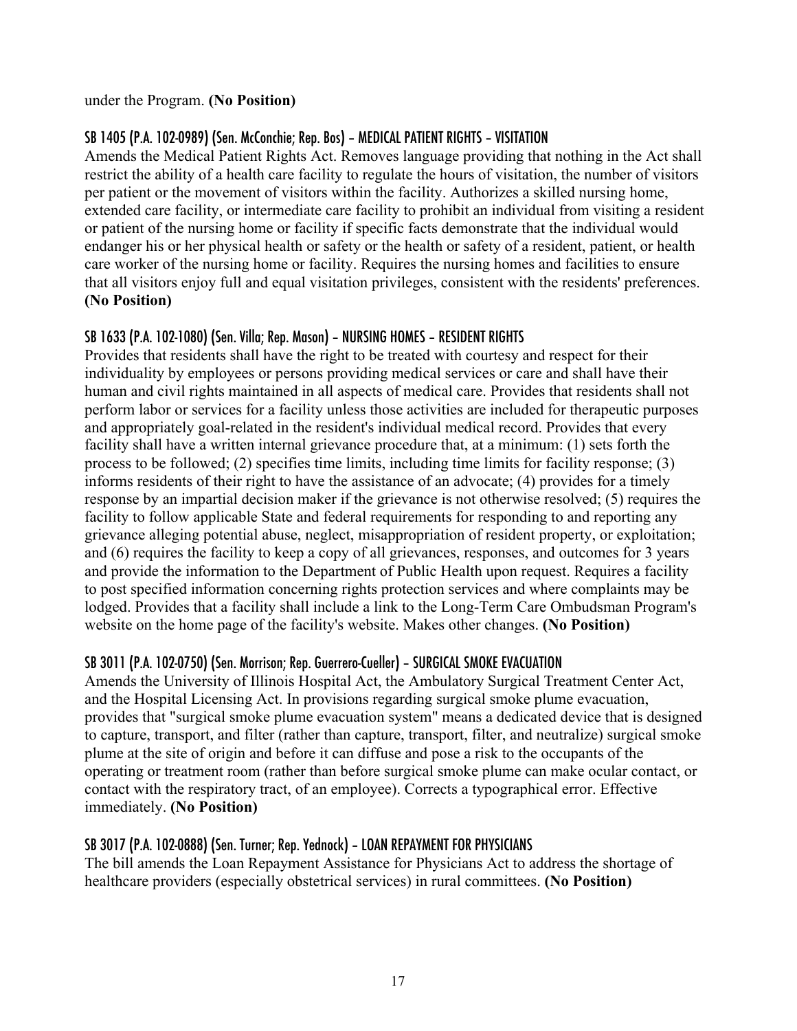under the Program. **(No Position)**

### SB 1405 (P.A. 102-0989) (Sen. McConchie; Rep. Bos) – MEDICAL PATIENT RIGHTS - VISITATION

Amends the Medical Patient Rights Act. Removes language providing that nothing in the Act shall restrict the ability of a health care facility to regulate the hours of visitation, the number of visitors per patient or the movement of visitors within the facility. Authorizes a skilled nursing home, extended care facility, or intermediate care facility to prohibit an individual from visiting a resident or patient of the nursing home or facility if specific facts demonstrate that the individual would endanger his or her physical health or safety or the health or safety of a resident, patient, or health care worker of the nursing home or facility. Requires the nursing homes and facilities to ensure that all visitors enjoy full and equal visitation privileges, consistent with the residents' preferences. **(No Position)**

### SB 1633 (P.A. 102-1080) (Sen. Villa; Rep. Mason) – NURSING HOMES – RESIDENT RIGHTS

Provides that residents shall have the right to be treated with courtesy and respect for their individuality by employees or persons providing medical services or care and shall have their human and civil rights maintained in all aspects of medical care. Provides that residents shall not perform labor or services for a facility unless those activities are included for therapeutic purposes and appropriately goal-related in the resident's individual medical record. Provides that every facility shall have a written internal grievance procedure that, at a minimum: (1) sets forth the process to be followed; (2) specifies time limits, including time limits for facility response; (3) informs residents of their right to have the assistance of an advocate; (4) provides for a timely response by an impartial decision maker if the grievance is not otherwise resolved; (5) requires the facility to follow applicable State and federal requirements for responding to and reporting any grievance alleging potential abuse, neglect, misappropriation of resident property, or exploitation; and (6) requires the facility to keep a copy of all grievances, responses, and outcomes for 3 years and provide the information to the Department of Public Health upon request. Requires a facility to post specified information concerning rights protection services and where complaints may be lodged. Provides that a facility shall include a link to the Long-Term Care Ombudsman Program's website on the home page of the facility's website. Makes other changes. **(No Position)**

### SB 3011 (P.A. 102-0750) (Sen. Morrison; Rep. Guerrero-Cueller) – SURGICAL SMOKE EVACUATION

Amends the University of Illinois Hospital Act, the Ambulatory Surgical Treatment Center Act, and the Hospital Licensing Act. In provisions regarding surgical smoke plume evacuation, provides that "surgical smoke plume evacuation system" means a dedicated device that is designed to capture, transport, and filter (rather than capture, transport, filter, and neutralize) surgical smoke plume at the site of origin and before it can diffuse and pose a risk to the occupants of the operating or treatment room (rather than before surgical smoke plume can make ocular contact, or contact with the respiratory tract, of an employee). Corrects a typographical error. Effective immediately. **(No Position)**

### SB 3017 (P.A. 102-0888) (Sen. Turner; Rep. Yednock) – LOAN REPAYMENT FOR PHYSICIANS

The bill amends the Loan Repayment Assistance for Physicians Act to address the shortage of healthcare providers (especially obstetrical services) in rural committees. **(No Position)**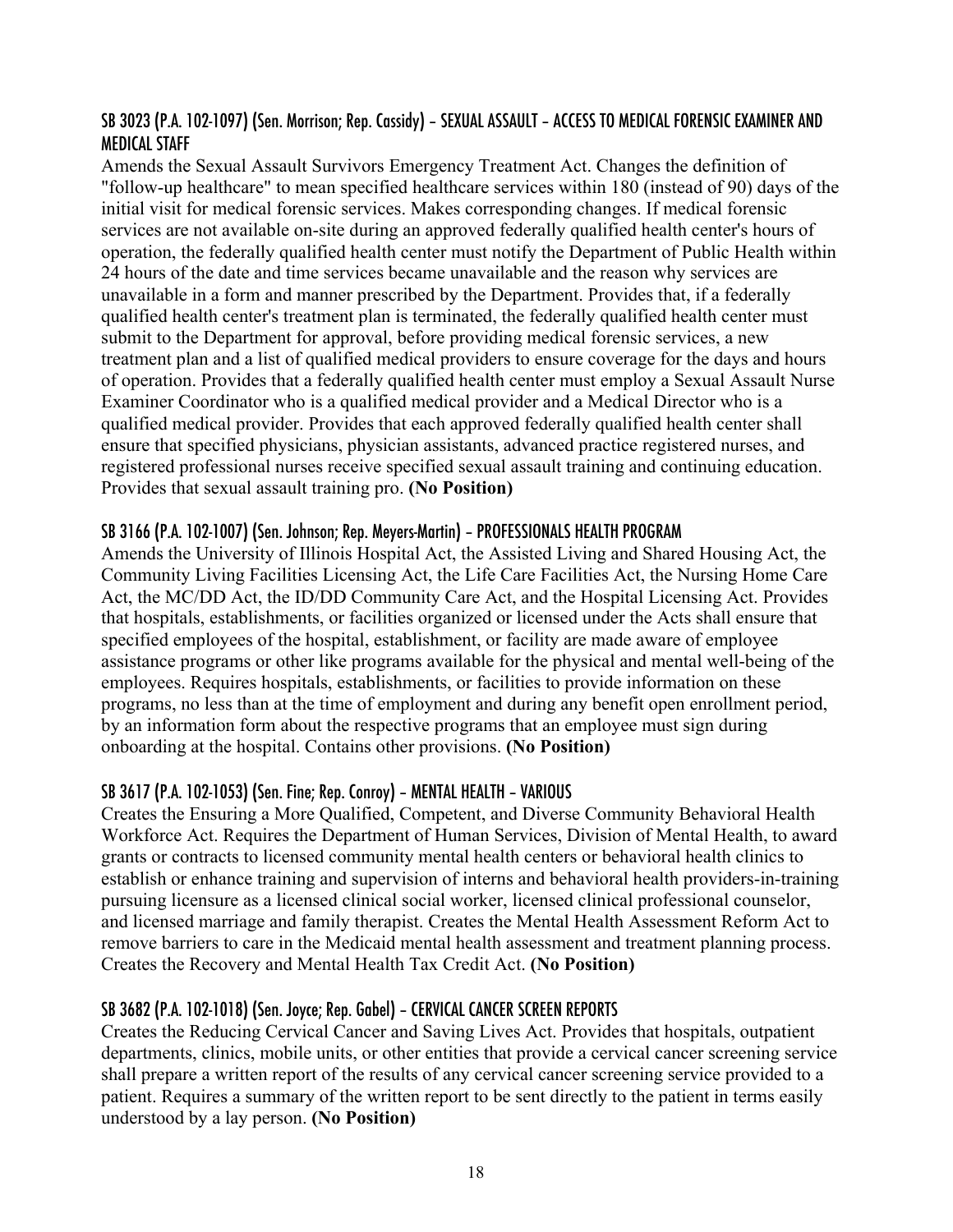### SB 3023 (P.A. 102-1097) (Sen. Morrison; Rep. Cassidy) – SEXUAL ASSAULT – ACCESS TO MEDICAL FORENSIC EXAMINER AND MEDICAL STAFF

Amends the Sexual Assault Survivors Emergency Treatment Act. Changes the definition of "follow-up healthcare" to mean specified healthcare services within 180 (instead of 90) days of the initial visit for medical forensic services. Makes corresponding changes. If medical forensic services are not available on-site during an approved federally qualified health center's hours of operation, the federally qualified health center must notify the Department of Public Health within 24 hours of the date and time services became unavailable and the reason why services are unavailable in a form and manner prescribed by the Department. Provides that, if a federally qualified health center's treatment plan is terminated, the federally qualified health center must submit to the Department for approval, before providing medical forensic services, a new treatment plan and a list of qualified medical providers to ensure coverage for the days and hours of operation. Provides that a federally qualified health center must employ a Sexual Assault Nurse Examiner Coordinator who is a qualified medical provider and a Medical Director who is a qualified medical provider. Provides that each approved federally qualified health center shall ensure that specified physicians, physician assistants, advanced practice registered nurses, and registered professional nurses receive specified sexual assault training and continuing education. Provides that sexual assault training pro. **(No Position)**

### SB 3166 (P.A. 102-1007) (Sen. Johnson; Rep. Meyers-Martin) – PROFESSIONALS HEALTH PROGRAM

Amends the University of Illinois Hospital Act, the Assisted Living and Shared Housing Act, the Community Living Facilities Licensing Act, the Life Care Facilities Act, the Nursing Home Care Act, the MC/DD Act, the ID/DD Community Care Act, and the Hospital Licensing Act. Provides that hospitals, establishments, or facilities organized or licensed under the Acts shall ensure that specified employees of the hospital, establishment, or facility are made aware of employee assistance programs or other like programs available for the physical and mental well-being of the employees. Requires hospitals, establishments, or facilities to provide information on these programs, no less than at the time of employment and during any benefit open enrollment period, by an information form about the respective programs that an employee must sign during onboarding at the hospital. Contains other provisions. **(No Position)**

### SB 3617 (P.A. 102-1053) (Sen. Fine; Rep. Conroy) – MENTAL HEALTH – VARIOUS

Creates the Ensuring a More Qualified, Competent, and Diverse Community Behavioral Health Workforce Act. Requires the Department of Human Services, Division of Mental Health, to award grants or contracts to licensed community mental health centers or behavioral health clinics to establish or enhance training and supervision of interns and behavioral health providers-in-training pursuing licensure as a licensed clinical social worker, licensed clinical professional counselor, and licensed marriage and family therapist. Creates the Mental Health Assessment Reform Act to remove barriers to care in the Medicaid mental health assessment and treatment planning process. Creates the Recovery and Mental Health Tax Credit Act. **(No Position)**

### SB 3682 (P.A. 102-1018) (Sen. Joyce; Rep. Gabel) – CERVICAL CANCER SCREEN REPORTS

Creates the Reducing Cervical Cancer and Saving Lives Act. Provides that hospitals, outpatient departments, clinics, mobile units, or other entities that provide a cervical cancer screening service shall prepare a written report of the results of any cervical cancer screening service provided to a patient. Requires a summary of the written report to be sent directly to the patient in terms easily understood by a lay person. **(No Position)**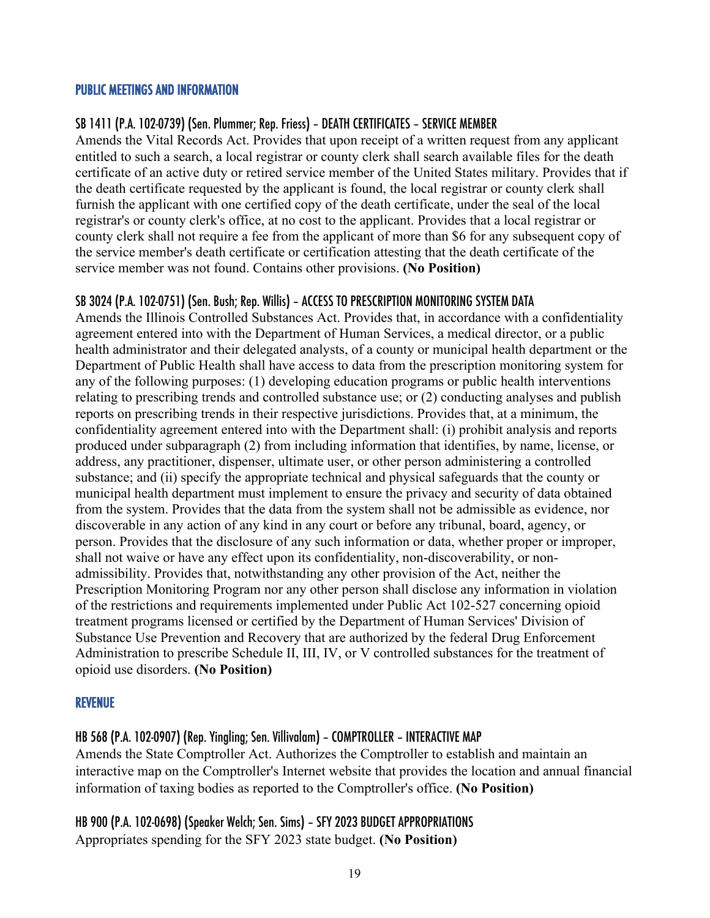## PUBLIC MEETINGS AND INFORMATION

### SB 1411 (P.A. 102-0739) (Sen. Plummer; Rep. Friess) – DEATH CERTIFICATES – SERVICE MEMBER

Amends the Vital Records Act. Provides that upon receipt of a written request from any applicant entitled to such a search, a local registrar or county clerk shall search available files for the death certificate of an active duty or retired service member of the United States military. Provides that if the death certificate requested by the applicant is found, the local registrar or county clerk shall furnish the applicant with one certified copy of the death certificate, under the seal of the local registrar's or county clerk's office, at no cost to the applicant. Provides that a local registrar or county clerk shall not require a fee from the applicant of more than $6 for any subsequent copy of the service member's death certificate or certification attesting that the death certificate of the service member was not found. Contains other provisions. **(No Position)**

### SB 3024 (P.A. 102-0751) (Sen. Bush; Rep. Willis) – ACCESS TO PRESCRIPTION MONITORING SYSTEM DATA

Amends the Illinois Controlled Substances Act. Provides that, in accordance with a confidentiality agreement entered into with the Department of Human Services, a medical director, or a public health administrator and their delegated analysts, of a county or municipal health department or the Department of Public Health shall have access to data from the prescription monitoring system for any of the following purposes: (1) developing education programs or public health interventions relating to prescribing trends and controlled substance use; or (2) conducting analyses and publish reports on prescribing trends in their respective jurisdictions. Provides that, at a minimum, the confidentiality agreement entered into with the Department shall: (i) prohibit analysis and reports produced under subparagraph (2) from including information that identifies, by name, license, or address, any practitioner, dispenser, ultimate user, or other person administering a controlled substance; and (ii) specify the appropriate technical and physical safeguards that the county or municipal health department must implement to ensure the privacy and security of data obtained from the system. Provides that the data from the system shall not be admissible as evidence, nor discoverable in any action of any kind in any court or before any tribunal, board, agency, or person. Provides that the disclosure of any such information or data, whether proper or improper, shall not waive or have any effect upon its confidentiality, non-discoverability, or non-admissibility. Provides that, notwithstanding any other provision of the Act, neither the Prescription Monitoring Program nor any other person shall disclose any information in violation of the restrictions and requirements implemented under Public Act 102-527 concerning opioid treatment programs licensed or certified by the Department of Human Services' Division of Substance Use Prevention and Recovery that are authorized by the federal Drug Enforcement Administration to prescribe Schedule II, III, IV, or V controlled substances for the treatment of opioid use disorders. **(No Position)**

## REVENUE

### HB 568 (P.A. 102-0907) (Rep. Yingling; Sen. Villivalam) – COMPTROLLER – INTERACTIVE MAP

Amends the State Comptroller Act. Authorizes the Comptroller to establish and maintain an interactive map on the Comptroller's Internet website that provides the location and annual financial information of taxing bodies as reported to the Comptroller's office. **(No Position)**

### HB 900 (P.A. 102-0698) (Speaker Welch; Sen. Sims) – SFY 2023 BUDGET APPROPRIATIONS

Appropriates spending for the SFY 2023 state budget. **(No Position)**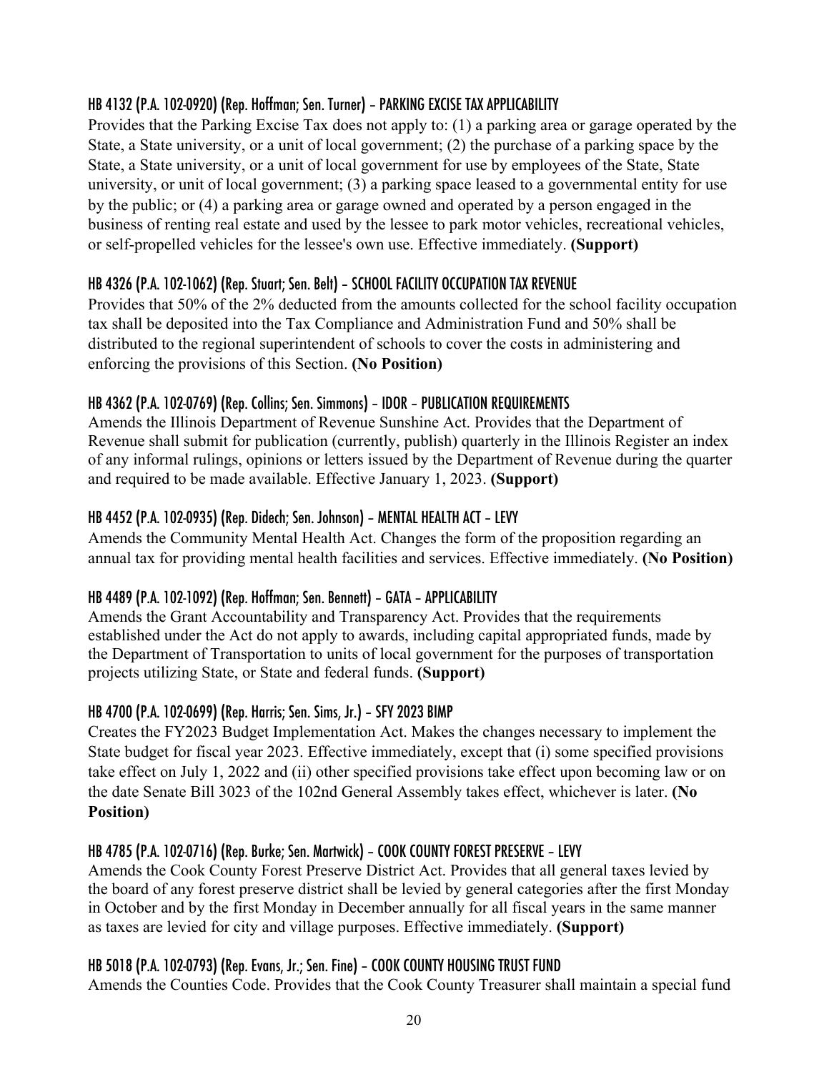### HB 4132 (P.A. 102-0920) (Rep. Hoffman; Sen. Turner) – PARKING EXCISE TAX APPLICABILITY

Provides that the Parking Excise Tax does not apply to: (1) a parking area or garage operated by the State, a State university, or a unit of local government; (2) the purchase of a parking space by the State, a State university, or a unit of local government for use by employees of the State, State university, or unit of local government; (3) a parking space leased to a governmental entity for use by the public; or (4) a parking area or garage owned and operated by a person engaged in the business of renting real estate and used by the lessee to park motor vehicles, recreational vehicles, or self-propelled vehicles for the lessee's own use. Effective immediately. **(Support)**

### HB 4326 (P.A. 102-1062) (Rep. Stuart; Sen. Belt) – SCHOOL FACILITY OCCUPATION TAX REVENUE

Provides that 50% of the 2% deducted from the amounts collected for the school facility occupation tax shall be deposited into the Tax Compliance and Administration Fund and 50% shall be distributed to the regional superintendent of schools to cover the costs in administering and enforcing the provisions of this Section. **(No Position)**

### HB 4362 (P.A. 102-0769) (Rep. Collins; Sen. Simmons) – IDOR – PUBLICATION REQUIREMENTS

Amends the Illinois Department of Revenue Sunshine Act. Provides that the Department of Revenue shall submit for publication (currently, publish) quarterly in the Illinois Register an index of any informal rulings, opinions or letters issued by the Department of Revenue during the quarter and required to be made available. Effective January 1, 2023. **(Support)**

### HB 4452 (P.A. 102-0935) (Rep. Didech; Sen. Johnson) – MENTAL HEALTH ACT – LEVY

Amends the Community Mental Health Act. Changes the form of the proposition regarding an annual tax for providing mental health facilities and services. Effective immediately. **(No Position)**

### HB 4489 (P.A. 102-1092) (Rep. Hoffman; Sen. Bennett) – GATA – APPLICABILITY

Amends the Grant Accountability and Transparency Act. Provides that the requirements established under the Act do not apply to awards, including capital appropriated funds, made by the Department of Transportation to units of local government for the purposes of transportation projects utilizing State, or State and federal funds. **(Support)**

### HB 4700 (P.A. 102-0699) (Rep. Harris; Sen. Sims, Jr.) – SFY 2023 BIMP

Creates the FY2023 Budget Implementation Act. Makes the changes necessary to implement the State budget for fiscal year 2023. Effective immediately, except that (i) some specified provisions take effect on July 1, 2022 and (ii) other specified provisions take effect upon becoming law or on the date Senate Bill 3023 of the 102nd General Assembly takes effect, whichever is later. **(No Position)**

### HB 4785 (P.A. 102-0716) (Rep. Burke; Sen. Martwick) – COOK COUNTY FOREST PRESERVE – LEVY

Amends the Cook County Forest Preserve District Act. Provides that all general taxes levied by the board of any forest preserve district shall be levied by general categories after the first Monday in October and by the first Monday in December annually for all fiscal years in the same manner as taxes are levied for city and village purposes. Effective immediately. **(Support)**

### HB 5018 (P.A. 102-0793) (Rep. Evans, Jr.; Sen. Fine) – COOK COUNTY HOUSING TRUST FUND

Amends the Counties Code. Provides that the Cook County Treasurer shall maintain a special fund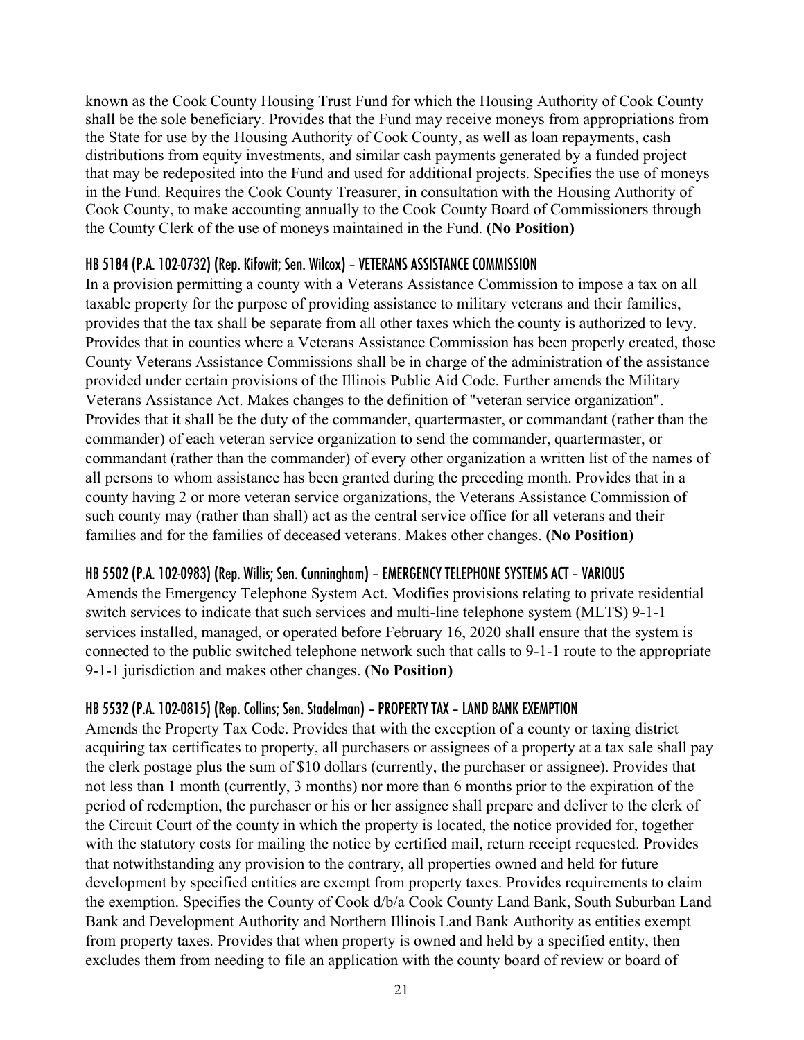known as the Cook County Housing Trust Fund for which the Housing Authority of Cook County shall be the sole beneficiary. Provides that the Fund may receive moneys from appropriations from the State for use by the Housing Authority of Cook County, as well as loan repayments, cash distributions from equity investments, and similar cash payments generated by a funded project that may be redeposited into the Fund and used for additional projects. Specifies the use of moneys in the Fund. Requires the Cook County Treasurer, in consultation with the Housing Authority of Cook County, to make accounting annually to the Cook County Board of Commissioners through the County Clerk of the use of moneys maintained in the Fund. **(No Position)**

### HB 5184 (P.A. 102-0732) (Rep. Kifowit; Sen. Wilcox) – VETERANS ASSISTANCE COMMISSION

In a provision permitting a county with a Veterans Assistance Commission to impose a tax on all taxable property for the purpose of providing assistance to military veterans and their families, provides that the tax shall be separate from all other taxes which the county is authorized to levy. Provides that in counties where a Veterans Assistance Commission has been properly created, those County Veterans Assistance Commissions shall be in charge of the administration of the assistance provided under certain provisions of the Illinois Public Aid Code. Further amends the Military Veterans Assistance Act. Makes changes to the definition of "veteran service organization". Provides that it shall be the duty of the commander, quartermaster, or commandant (rather than the commander) of each veteran service organization to send the commander, quartermaster, or commandant (rather than the commander) of every other organization a written list of the names of all persons to whom assistance has been granted during the preceding month. Provides that in a county having 2 or more veteran service organizations, the Veterans Assistance Commission of such county may (rather than shall) act as the central service office for all veterans and their families and for the families of deceased veterans. Makes other changes. **(No Position)**

### HB 5502 (P.A. 102-0983) (Rep. Willis; Sen. Cunningham) – EMERGENCY TELEPHONE SYSTEMS ACT – VARIOUS

Amends the Emergency Telephone System Act. Modifies provisions relating to private residential switch services to indicate that such services and multi-line telephone system (MLTS) 9-1-1 services installed, managed, or operated before February 16, 2020 shall ensure that the system is connected to the public switched telephone network such that calls to 9-1-1 route to the appropriate 9-1-1 jurisdiction and makes other changes. **(No Position)**

### HB 5532 (P.A. 102-0815) (Rep. Collins; Sen. Stadelman) – PROPERTY TAX – LAND BANK EXEMPTION

Amends the Property Tax Code. Provides that with the exception of a county or taxing district acquiring tax certificates to property, all purchasers or assignees of a property at a tax sale shall pay the clerk postage plus the sum of $10 dollars (currently, the purchaser or assignee). Provides that not less than 1 month (currently, 3 months) nor more than 6 months prior to the expiration of the period of redemption, the purchaser or his or her assignee shall prepare and deliver to the clerk of the Circuit Court of the county in which the property is located, the notice provided for, together with the statutory costs for mailing the notice by certified mail, return receipt requested. Provides that notwithstanding any provision to the contrary, all properties owned and held for future development by specified entities are exempt from property taxes. Provides requirements to claim the exemption. Specifies the County of Cook d/b/a Cook County Land Bank, South Suburban Land Bank and Development Authority and Northern Illinois Land Bank Authority as entities exempt from property taxes. Provides that when property is owned and held by a specified entity, then excludes them from needing to file an application with the county board of review or board of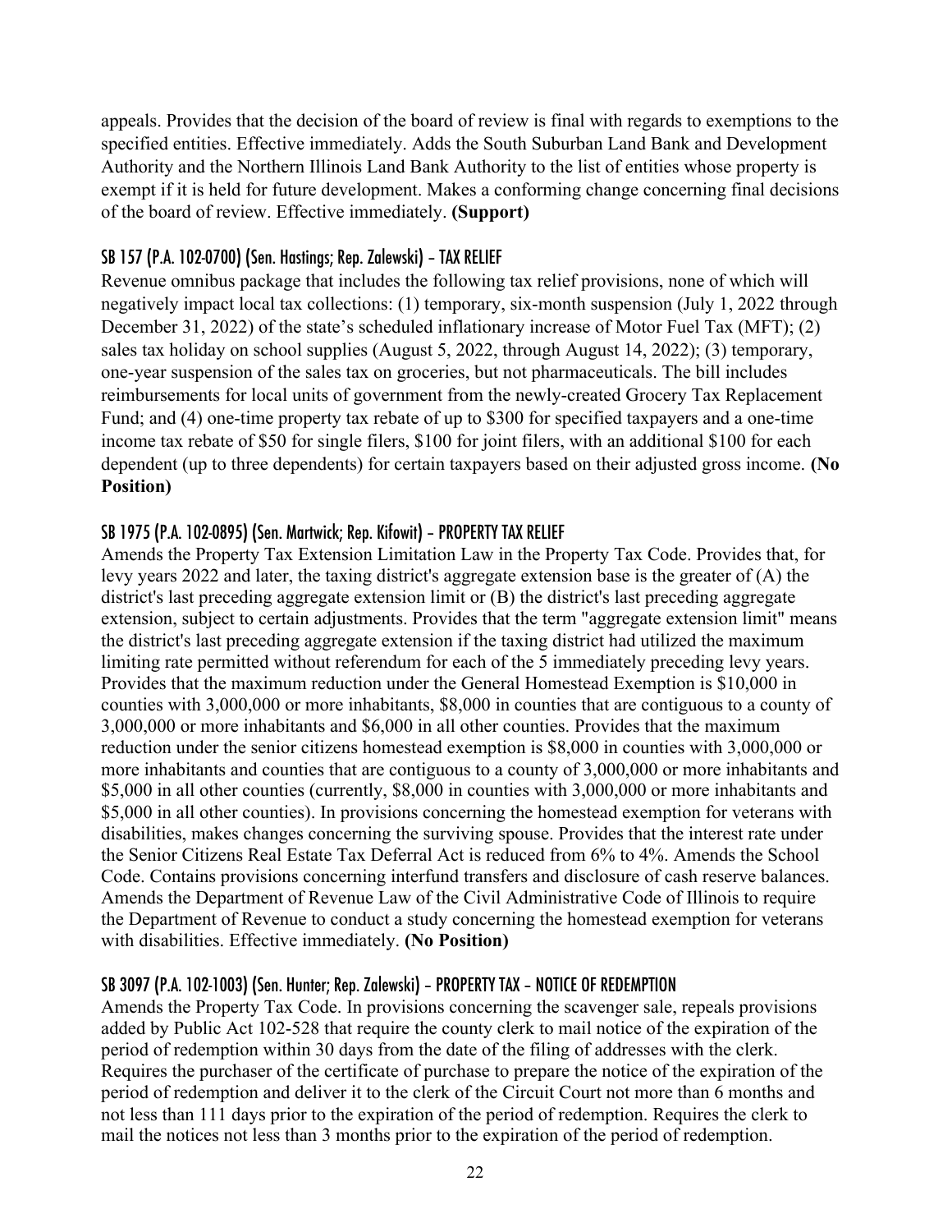appeals. Provides that the decision of the board of review is final with regards to exemptions to the specified entities. Effective immediately. Adds the South Suburban Land Bank and Development Authority and the Northern Illinois Land Bank Authority to the list of entities whose property is exempt if it is held for future development. Makes a conforming change concerning final decisions of the board of review. Effective immediately. **(Support)**

### SB 157 (P.A. 102-0700) (Sen. Hastings; Rep. Zalewski) – TAX RELIEF

Revenue omnibus package that includes the following tax relief provisions, none of which will negatively impact local tax collections: (1) temporary, six-month suspension (July 1, 2022 through December 31, 2022) of the state's scheduled inflationary increase of Motor Fuel Tax (MFT); (2) sales tax holiday on school supplies (August 5, 2022, through August 14, 2022); (3) temporary, one-year suspension of the sales tax on groceries, but not pharmaceuticals. The bill includes reimbursements for local units of government from the newly-created Grocery Tax Replacement Fund; and (4) one-time property tax rebate of up to $300 for specified taxpayers and a one-time income tax rebate of $50 for single filers, $100 for joint filers, with an additional $100 for each dependent (up to three dependents) for certain taxpayers based on their adjusted gross income. **(No Position)**

### SB 1975 (P.A. 102-0895) (Sen. Martwick; Rep. Kifowit) – PROPERTY TAX RELIEF

Amends the Property Tax Extension Limitation Law in the Property Tax Code. Provides that, for levy years 2022 and later, the taxing district's aggregate extension base is the greater of (A) the district's last preceding aggregate extension limit or (B) the district's last preceding aggregate extension, subject to certain adjustments. Provides that the term "aggregate extension limit" means the district's last preceding aggregate extension if the taxing district had utilized the maximum limiting rate permitted without referendum for each of the 5 immediately preceding levy years. Provides that the maximum reduction under the General Homestead Exemption is $10,000 in counties with 3,000,000 or more inhabitants, $8,000 in counties that are contiguous to a county of 3,000,000 or more inhabitants and $6,000 in all other counties. Provides that the maximum reduction under the senior citizens homestead exemption is $8,000 in counties with 3,000,000 or more inhabitants and counties that are contiguous to a county of 3,000,000 or more inhabitants and $5,000 in all other counties (currently, $8,000 in counties with 3,000,000 or more inhabitants and $5,000 in all other counties). In provisions concerning the homestead exemption for veterans with disabilities, makes changes concerning the surviving spouse. Provides that the interest rate under the Senior Citizens Real Estate Tax Deferral Act is reduced from 6% to 4%. Amends the School Code. Contains provisions concerning interfund transfers and disclosure of cash reserve balances. Amends the Department of Revenue Law of the Civil Administrative Code of Illinois to require the Department of Revenue to conduct a study concerning the homestead exemption for veterans with disabilities. Effective immediately. **(No Position)**

### SB 3097 (P.A. 102-1003) (Sen. Hunter; Rep. Zalewski) – PROPERTY TAX – NOTICE OF REDEMPTION

Amends the Property Tax Code. In provisions concerning the scavenger sale, repeals provisions added by Public Act 102-528 that require the county clerk to mail notice of the expiration of the period of redemption within 30 days from the date of the filing of addresses with the clerk. Requires the purchaser of the certificate of purchase to prepare the notice of the expiration of the period of redemption and deliver it to the clerk of the Circuit Court not more than 6 months and not less than 111 days prior to the expiration of the period of redemption. Requires the clerk to mail the notices not less than 3 months prior to the expiration of the period of redemption.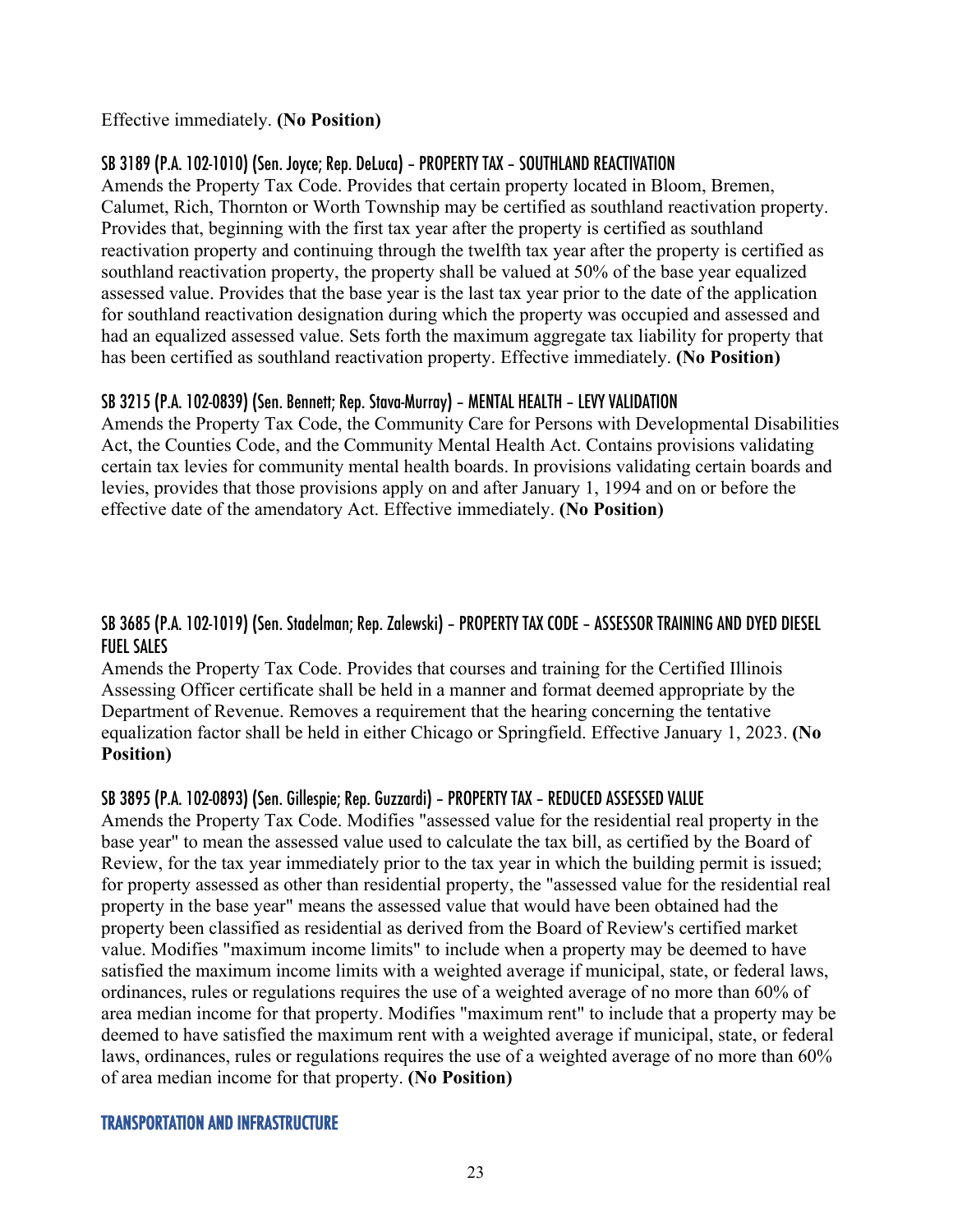Effective immediately. **(No Position)**

### SB 3189 (P.A. 102-1010) (Sen. Joyce; Rep. DeLuca) – PROPERTY TAX – SOUTHLAND REACTIVATION

Amends the Property Tax Code. Provides that certain property located in Bloom, Bremen, Calumet, Rich, Thornton or Worth Township may be certified as southland reactivation property. Provides that, beginning with the first tax year after the property is certified as southland reactivation property and continuing through the twelfth tax year after the property is certified as southland reactivation property, the property shall be valued at 50% of the base year equalized assessed value. Provides that the base year is the last tax year prior to the date of the application for southland reactivation designation during which the property was occupied and assessed and had an equalized assessed value. Sets forth the maximum aggregate tax liability for property that has been certified as southland reactivation property. Effective immediately. **(No Position)**

### SB 3215 (P.A. 102-0839) (Sen. Bennett; Rep. Stava-Murray) – MENTAL HEALTH – LEVY VALIDATION

Amends the Property Tax Code, the Community Care for Persons with Developmental Disabilities Act, the Counties Code, and the Community Mental Health Act. Contains provisions validating certain tax levies for community mental health boards. In provisions validating certain boards and levies, provides that those provisions apply on and after January 1, 1994 and on or before the effective date of the amendatory Act. Effective immediately. **(No Position)**

### SB 3685 (P.A. 102-1019) (Sen. Stadelman; Rep. Zalewski) – PROPERTY TAX CODE – ASSESSOR TRAINING AND DYED DIESEL FUEL SALES

Amends the Property Tax Code. Provides that courses and training for the Certified Illinois Assessing Officer certificate shall be held in a manner and format deemed appropriate by the Department of Revenue. Removes a requirement that the hearing concerning the tentative equalization factor shall be held in either Chicago or Springfield. Effective January 1, 2023. **(No Position)**

### SB 3895 (P.A. 102-0893) (Sen. Gillespie; Rep. Guzzardi) – PROPERTY TAX – REDUCED ASSESSED VALUE

Amends the Property Tax Code. Modifies "assessed value for the residential real property in the base year" to mean the assessed value used to calculate the tax bill, as certified by the Board of Review, for the tax year immediately prior to the tax year in which the building permit is issued; for property assessed as other than residential property, the "assessed value for the residential real property in the base year" means the assessed value that would have been obtained had the property been classified as residential as derived from the Board of Review's certified market value. Modifies "maximum income limits" to include when a property may be deemed to have satisfied the maximum income limits with a weighted average if municipal, state, or federal laws, ordinances, rules or regulations requires the use of a weighted average of no more than 60% of area median income for that property. Modifies "maximum rent" to include that a property may be deemed to have satisfied the maximum rent with a weighted average if municipal, state, or federal laws, ordinances, rules or regulations requires the use of a weighted average of no more than 60% of area median income for that property. **(No Position)**

## TRANSPORTATION AND INFRASTRUCTURE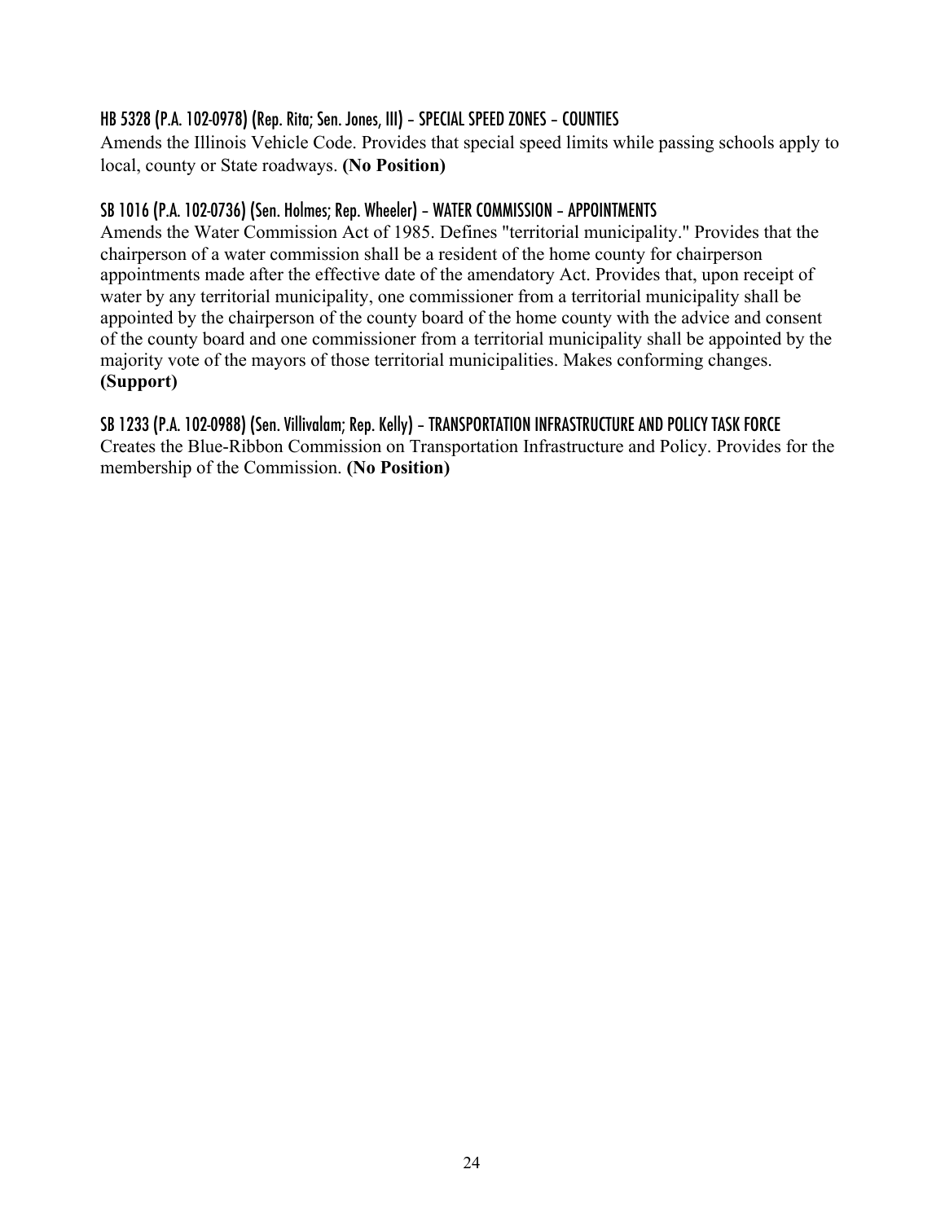### HB 5328 (P.A. 102-0978) (Rep. Rita; Sen. Jones, III) – SPECIAL SPEED ZONES – COUNTIES

Amends the Illinois Vehicle Code. Provides that special speed limits while passing schools apply to local, county or State roadways. **(No Position)**

### SB 1016 (P.A. 102-0736) (Sen. Holmes; Rep. Wheeler) – WATER COMMISSION – APPOINTMENTS

Amends the Water Commission Act of 1985. Defines "territorial municipality." Provides that the chairperson of a water commission shall be a resident of the home county for chairperson appointments made after the effective date of the amendatory Act. Provides that, upon receipt of water by any territorial municipality, one commissioner from a territorial municipality shall be appointed by the chairperson of the county board of the home county with the advice and consent of the county board and one commissioner from a territorial municipality shall be appointed by the majority vote of the mayors of those territorial municipalities. Makes conforming changes. **(Support)**

### SB 1233 (P.A. 102-0988) (Sen. Villivalam; Rep. Kelly) – TRANSPORTATION INFRASTRUCTURE AND POLICY TASK FORCE

Creates the Blue-Ribbon Commission on Transportation Infrastructure and Policy. Provides for the membership of the Commission. **(No Position)**